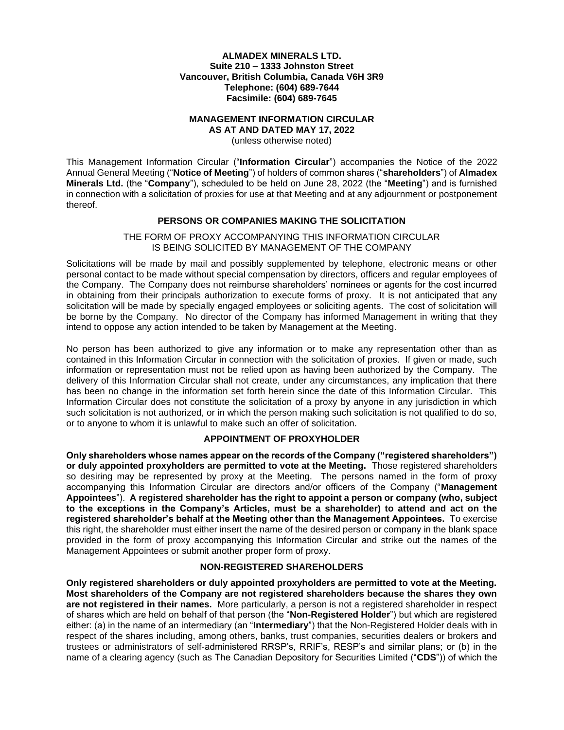**ALMADEX MINERALS LTD.**
**Suite 210 – 1333 Johnston Street**
**Vancouver, British Columbia, Canada V6H 3R9**
**Telephone: (604) 689-7644**
**Facsimile: (604) 689-7645**

# MANAGEMENT INFORMATION CIRCULAR AS AT AND DATED MAY 17, 2022

(unless otherwise noted)

This Management Information Circular ("**Information Circular**") accompanies the Notice of the 2022 Annual General Meeting ("**Notice of Meeting**") of holders of common shares ("**shareholders**") of **Almadex Minerals Ltd.** (the "**Company**"), scheduled to be held on June 28, 2022 (the "**Meeting**") and is furnished in connection with a solicitation of proxies for use at that Meeting and at any adjournment or postponement thereof.

## PERSONS OR COMPANIES MAKING THE SOLICITATION

THE FORM OF PROXY ACCOMPANYING THIS INFORMATION CIRCULAR IS BEING SOLICITED BY MANAGEMENT OF THE COMPANY

Solicitations will be made by mail and possibly supplemented by telephone, electronic means or other personal contact to be made without special compensation by directors, officers and regular employees of the Company. The Company does not reimburse shareholders' nominees or agents for the cost incurred in obtaining from their principals authorization to execute forms of proxy. It is not anticipated that any solicitation will be made by specially engaged employees or soliciting agents. The cost of solicitation will be borne by the Company. No director of the Company has informed Management in writing that they intend to oppose any action intended to be taken by Management at the Meeting.

No person has been authorized to give any information or to make any representation other than as contained in this Information Circular in connection with the solicitation of proxies. If given or made, such information or representation must not be relied upon as having been authorized by the Company. The delivery of this Information Circular shall not create, under any circumstances, any implication that there has been no change in the information set forth herein since the date of this Information Circular. This Information Circular does not constitute the solicitation of a proxy by anyone in any jurisdiction in which such solicitation is not authorized, or in which the person making such solicitation is not qualified to do so, or to anyone to whom it is unlawful to make such an offer of solicitation.

## APPOINTMENT OF PROXYHOLDER

**Only shareholders whose names appear on the records of the Company ("registered shareholders") or duly appointed proxyholders are permitted to vote at the Meeting.** Those registered shareholders so desiring may be represented by proxy at the Meeting. The persons named in the form of proxy accompanying this Information Circular are directors and/or officers of the Company ("**Management Appointees**"). **A registered shareholder has the right to appoint a person or company (who, subject to the exceptions in the Company's Articles, must be a shareholder) to attend and act on the registered shareholder's behalf at the Meeting other than the Management Appointees.** To exercise this right, the shareholder must either insert the name of the desired person or company in the blank space provided in the form of proxy accompanying this Information Circular and strike out the names of the Management Appointees or submit another proper form of proxy.

## NON-REGISTERED SHAREHOLDERS

**Only registered shareholders or duly appointed proxyholders are permitted to vote at the Meeting. Most shareholders of the Company are not registered shareholders because the shares they own are not registered in their names.** More particularly, a person is not a registered shareholder in respect of shares which are held on behalf of that person (the "**Non-Registered Holder**") but which are registered either: (a) in the name of an intermediary (an "**Intermediary**") that the Non-Registered Holder deals with in respect of the shares including, among others, banks, trust companies, securities dealers or brokers and trustees or administrators of self-administered RRSP's, RRIF's, RESP's and similar plans; or (b) in the name of a clearing agency (such as The Canadian Depository for Securities Limited ("**CDS**")) of which the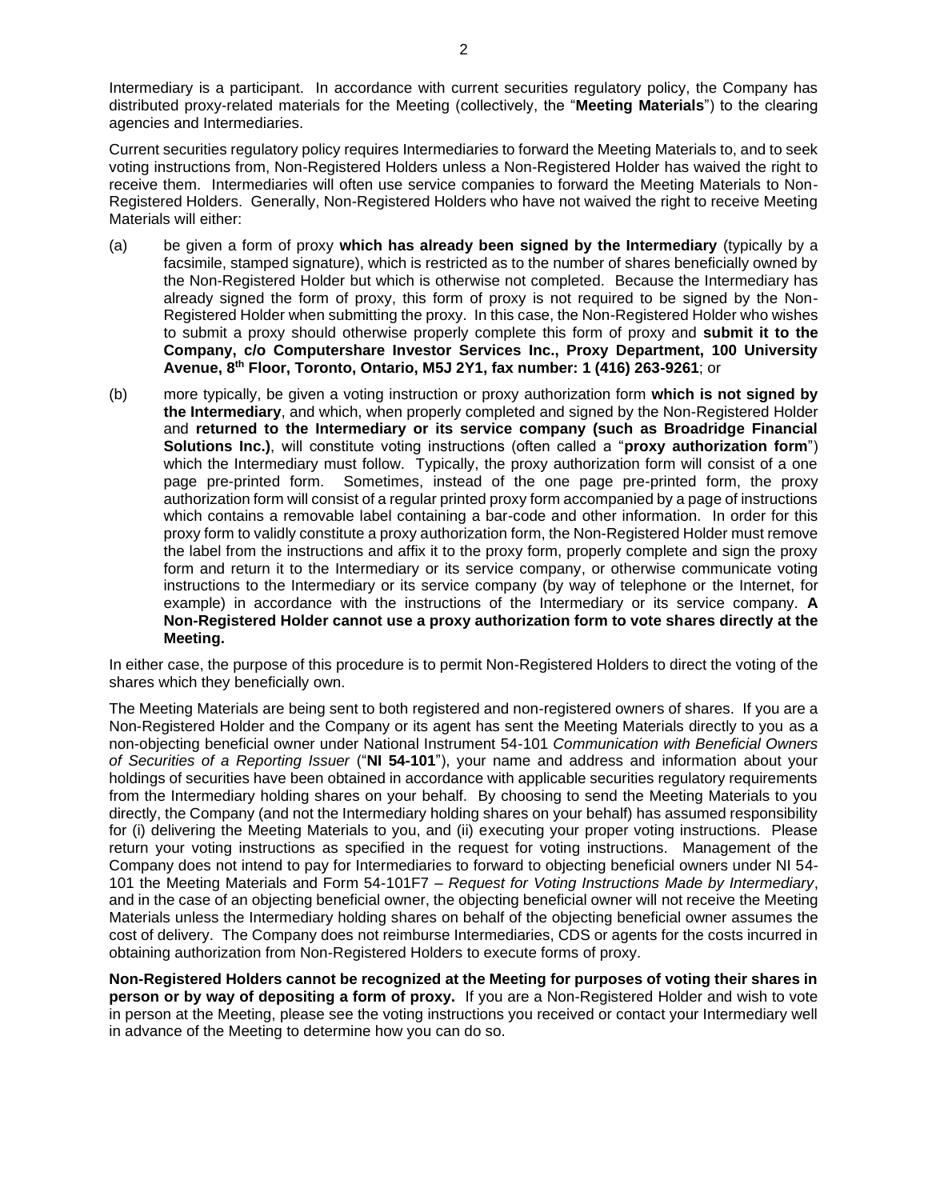Intermediary is a participant. In accordance with current securities regulatory policy, the Company has distributed proxy-related materials for the Meeting (collectively, the "**Meeting Materials**") to the clearing agencies and Intermediaries.

Current securities regulatory policy requires Intermediaries to forward the Meeting Materials to, and to seek voting instructions from, Non-Registered Holders unless a Non-Registered Holder has waived the right to receive them. Intermediaries will often use service companies to forward the Meeting Materials to Non-Registered Holders. Generally, Non-Registered Holders who have not waived the right to receive Meeting Materials will either:

(a) be given a form of proxy **which has already been signed by the Intermediary** (typically by a facsimile, stamped signature), which is restricted as to the number of shares beneficially owned by the Non-Registered Holder but which is otherwise not completed. Because the Intermediary has already signed the form of proxy, this form of proxy is not required to be signed by the Non-Registered Holder when submitting the proxy. In this case, the Non-Registered Holder who wishes to submit a proxy should otherwise properly complete this form of proxy and **submit it to the Company, c/o Computershare Investor Services Inc., Proxy Department, 100 University Avenue, 8th Floor, Toronto, Ontario, M5J 2Y1, fax number: 1 (416) 263-9261**; or

(b) more typically, be given a voting instruction or proxy authorization form **which is not signed by the Intermediary**, and which, when properly completed and signed by the Non-Registered Holder and **returned to the Intermediary or its service company (such as Broadridge Financial Solutions Inc.)**, will constitute voting instructions (often called a "**proxy authorization form**") which the Intermediary must follow. Typically, the proxy authorization form will consist of a one page pre-printed form. Sometimes, instead of the one page pre-printed form, the proxy authorization form will consist of a regular printed proxy form accompanied by a page of instructions which contains a removable label containing a bar-code and other information. In order for this proxy form to validly constitute a proxy authorization form, the Non-Registered Holder must remove the label from the instructions and affix it to the proxy form, properly complete and sign the proxy form and return it to the Intermediary or its service company, or otherwise communicate voting instructions to the Intermediary or its service company (by way of telephone or the Internet, for example) in accordance with the instructions of the Intermediary or its service company. **A Non-Registered Holder cannot use a proxy authorization form to vote shares directly at the Meeting.**

In either case, the purpose of this procedure is to permit Non-Registered Holders to direct the voting of the shares which they beneficially own.

The Meeting Materials are being sent to both registered and non-registered owners of shares. If you are a Non-Registered Holder and the Company or its agent has sent the Meeting Materials directly to you as a non-objecting beneficial owner under National Instrument 54-101 *Communication with Beneficial Owners of Securities of a Reporting Issuer* ("**NI 54-101**"), your name and address and information about your holdings of securities have been obtained in accordance with applicable securities regulatory requirements from the Intermediary holding shares on your behalf. By choosing to send the Meeting Materials to you directly, the Company (and not the Intermediary holding shares on your behalf) has assumed responsibility for (i) delivering the Meeting Materials to you, and (ii) executing your proper voting instructions. Please return your voting instructions as specified in the request for voting instructions. Management of the Company does not intend to pay for Intermediaries to forward to objecting beneficial owners under NI 54-101 the Meeting Materials and Form 54-101F7 – *Request for Voting Instructions Made by Intermediary*, and in the case of an objecting beneficial owner, the objecting beneficial owner will not receive the Meeting Materials unless the Intermediary holding shares on behalf of the objecting beneficial owner assumes the cost of delivery. The Company does not reimburse Intermediaries, CDS or agents for the costs incurred in obtaining authorization from Non-Registered Holders to execute forms of proxy.

**Non-Registered Holders cannot be recognized at the Meeting for purposes of voting their shares in person or by way of depositing a form of proxy.** If you are a Non-Registered Holder and wish to vote in person at the Meeting, please see the voting instructions you received or contact your Intermediary well in advance of the Meeting to determine how you can do so.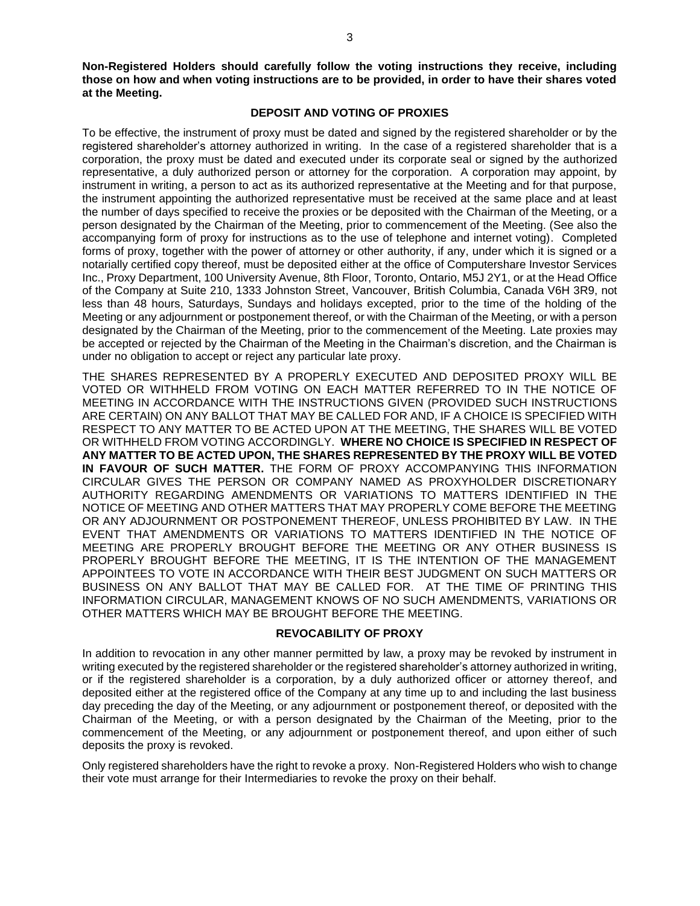**Non-Registered Holders should carefully follow the voting instructions they receive, including those on how and when voting instructions are to be provided, in order to have their shares voted at the Meeting.**

## DEPOSIT AND VOTING OF PROXIES

To be effective, the instrument of proxy must be dated and signed by the registered shareholder or by the registered shareholder's attorney authorized in writing. In the case of a registered shareholder that is a corporation, the proxy must be dated and executed under its corporate seal or signed by the authorized representative, a duly authorized person or attorney for the corporation. A corporation may appoint, by instrument in writing, a person to act as its authorized representative at the Meeting and for that purpose, the instrument appointing the authorized representative must be received at the same place and at least the number of days specified to receive the proxies or be deposited with the Chairman of the Meeting, or a person designated by the Chairman of the Meeting, prior to commencement of the Meeting. (See also the accompanying form of proxy for instructions as to the use of telephone and internet voting). Completed forms of proxy, together with the power of attorney or other authority, if any, under which it is signed or a notarially certified copy thereof, must be deposited either at the office of Computershare Investor Services Inc., Proxy Department, 100 University Avenue, 8th Floor, Toronto, Ontario, M5J 2Y1, or at the Head Office of the Company at Suite 210, 1333 Johnston Street, Vancouver, British Columbia, Canada V6H 3R9, not less than 48 hours, Saturdays, Sundays and holidays excepted, prior to the time of the holding of the Meeting or any adjournment or postponement thereof, or with the Chairman of the Meeting, or with a person designated by the Chairman of the Meeting, prior to the commencement of the Meeting. Late proxies may be accepted or rejected by the Chairman of the Meeting in the Chairman's discretion, and the Chairman is under no obligation to accept or reject any particular late proxy.

THE SHARES REPRESENTED BY A PROPERLY EXECUTED AND DEPOSITED PROXY WILL BE VOTED OR WITHHELD FROM VOTING ON EACH MATTER REFERRED TO IN THE NOTICE OF MEETING IN ACCORDANCE WITH THE INSTRUCTIONS GIVEN (PROVIDED SUCH INSTRUCTIONS ARE CERTAIN) ON ANY BALLOT THAT MAY BE CALLED FOR AND, IF A CHOICE IS SPECIFIED WITH RESPECT TO ANY MATTER TO BE ACTED UPON AT THE MEETING, THE SHARES WILL BE VOTED OR WITHHELD FROM VOTING ACCORDINGLY. **WHERE NO CHOICE IS SPECIFIED IN RESPECT OF ANY MATTER TO BE ACTED UPON, THE SHARES REPRESENTED BY THE PROXY WILL BE VOTED IN FAVOUR OF SUCH MATTER.** THE FORM OF PROXY ACCOMPANYING THIS INFORMATION CIRCULAR GIVES THE PERSON OR COMPANY NAMED AS PROXYHOLDER DISCRETIONARY AUTHORITY REGARDING AMENDMENTS OR VARIATIONS TO MATTERS IDENTIFIED IN THE NOTICE OF MEETING AND OTHER MATTERS THAT MAY PROPERLY COME BEFORE THE MEETING OR ANY ADJOURNMENT OR POSTPONEMENT THEREOF, UNLESS PROHIBITED BY LAW. IN THE EVENT THAT AMENDMENTS OR VARIATIONS TO MATTERS IDENTIFIED IN THE NOTICE OF MEETING ARE PROPERLY BROUGHT BEFORE THE MEETING OR ANY OTHER BUSINESS IS PROPERLY BROUGHT BEFORE THE MEETING, IT IS THE INTENTION OF THE MANAGEMENT APPOINTEES TO VOTE IN ACCORDANCE WITH THEIR BEST JUDGMENT ON SUCH MATTERS OR BUSINESS ON ANY BALLOT THAT MAY BE CALLED FOR. AT THE TIME OF PRINTING THIS INFORMATION CIRCULAR, MANAGEMENT KNOWS OF NO SUCH AMENDMENTS, VARIATIONS OR OTHER MATTERS WHICH MAY BE BROUGHT BEFORE THE MEETING.

## REVOCABILITY OF PROXY

In addition to revocation in any other manner permitted by law, a proxy may be revoked by instrument in writing executed by the registered shareholder or the registered shareholder's attorney authorized in writing, or if the registered shareholder is a corporation, by a duly authorized officer or attorney thereof, and deposited either at the registered office of the Company at any time up to and including the last business day preceding the day of the Meeting, or any adjournment or postponement thereof, or deposited with the Chairman of the Meeting, or with a person designated by the Chairman of the Meeting, prior to the commencement of the Meeting, or any adjournment or postponement thereof, and upon either of such deposits the proxy is revoked.

Only registered shareholders have the right to revoke a proxy. Non-Registered Holders who wish to change their vote must arrange for their Intermediaries to revoke the proxy on their behalf.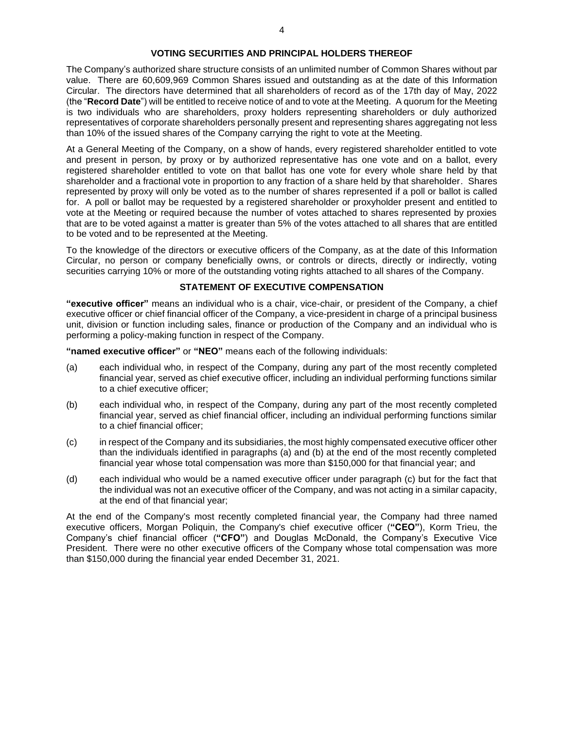## VOTING SECURITIES AND PRINCIPAL HOLDERS THEREOF

The Company's authorized share structure consists of an unlimited number of Common Shares without par value. There are 60,609,969 Common Shares issued and outstanding as at the date of this Information Circular. The directors have determined that all shareholders of record as of the 17th day of May, 2022 (the "**Record Date**") will be entitled to receive notice of and to vote at the Meeting. A quorum for the Meeting is two individuals who are shareholders, proxy holders representing shareholders or duly authorized representatives of corporate shareholders personally present and representing shares aggregating not less than 10% of the issued shares of the Company carrying the right to vote at the Meeting.

At a General Meeting of the Company, on a show of hands, every registered shareholder entitled to vote and present in person, by proxy or by authorized representative has one vote and on a ballot, every registered shareholder entitled to vote on that ballot has one vote for every whole share held by that shareholder and a fractional vote in proportion to any fraction of a share held by that shareholder. Shares represented by proxy will only be voted as to the number of shares represented if a poll or ballot is called for. A poll or ballot may be requested by a registered shareholder or proxyholder present and entitled to vote at the Meeting or required because the number of votes attached to shares represented by proxies that are to be voted against a matter is greater than 5% of the votes attached to all shares that are entitled to be voted and to be represented at the Meeting.

To the knowledge of the directors or executive officers of the Company, as at the date of this Information Circular, no person or company beneficially owns, or controls or directs, directly or indirectly, voting securities carrying 10% or more of the outstanding voting rights attached to all shares of the Company.

## STATEMENT OF EXECUTIVE COMPENSATION

**"executive officer"** means an individual who is a chair, vice-chair, or president of the Company, a chief executive officer or chief financial officer of the Company, a vice-president in charge of a principal business unit, division or function including sales, finance or production of the Company and an individual who is performing a policy-making function in respect of the Company.

**"named executive officer"** or **"NEO"** means each of the following individuals:

(a) each individual who, in respect of the Company, during any part of the most recently completed financial year, served as chief executive officer, including an individual performing functions similar to a chief executive officer;

(b) each individual who, in respect of the Company, during any part of the most recently completed financial year, served as chief financial officer, including an individual performing functions similar to a chief financial officer;

(c) in respect of the Company and its subsidiaries, the most highly compensated executive officer other than the individuals identified in paragraphs (a) and (b) at the end of the most recently completed financial year whose total compensation was more than $150,000 for that financial year; and

(d) each individual who would be a named executive officer under paragraph (c) but for the fact that the individual was not an executive officer of the Company, and was not acting in a similar capacity, at the end of that financial year;

At the end of the Company's most recently completed financial year, the Company had three named executive officers, Morgan Poliquin, the Company's chief executive officer (**"CEO"**), Korm Trieu, the Company's chief financial officer (**"CFO"**) and Douglas McDonald, the Company's Executive Vice President. There were no other executive officers of the Company whose total compensation was more than $150,000 during the financial year ended December 31, 2021.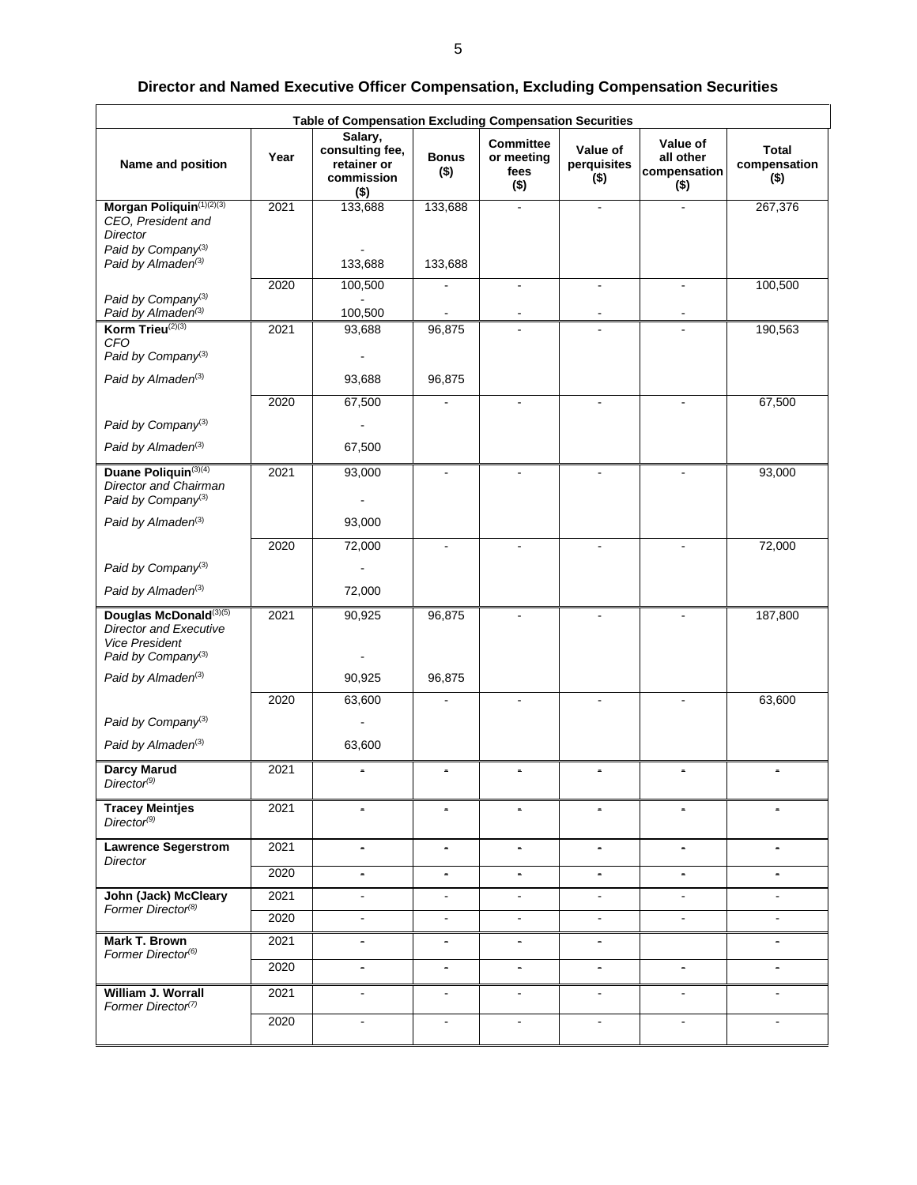## Director and Named Executive Officer Compensation, Excluding Compensation Securities

| Table of Compensation Excluding Compensation Securities | | | | | | | |
|---|---|---|---|---|---|---|---|
| **Name and position** | **Year** | **Salary, consulting fee, retainer or commission ($)** | **Bonus ($)** | **Committee or meeting fees ($)** | **Value of perquisites ($)** | **Value of all other compensation ($)** | **Total compensation ($)** |
| **Morgan Poliquin**[(1)(2)(3)] *CEO, President and Director* | 2021 | 133,688 | 133,688 | - | - | - | 267,376 |
| *Paid by Company[(3)]* | | - | | | | | |
| *Paid by Almaden[(3)]* | | 133,688 | 133,688 | | | | |
| | 2020 | 100,500 | - | - | - | - | 100,500 |
| *Paid by Company[(3)]* | | - | | | | | |
| *Paid by Almaden[(3)]* | | 100,500 | - | - | - | - | |
| **Korm Trieu**[(2)(3)] *CFO* | 2021 | 93,688 | 96,875 | - | - | - | 190,563 |
| *Paid by Company[(3)]* | | - | | | | | |
| *Paid by Almaden[(3)]* | | 93,688 | 96,875 | | | | |
| | 2020 | 67,500 | - | - | - | - | 67,500 |
| *Paid by Company[(3)]* | | - | | | | | |
| *Paid by Almaden[(3)]* | | 67,500 | | | | | |
| **Duane Poliquin**[(3)(4)] *Director and Chairman* | 2021 | 93,000 | - | - | - | - | 93,000 |
| *Paid by Company[(3)]* | | - | | | | | |
| *Paid by Almaden[(3)]* | | 93,000 | | | | | |
| | 2020 | 72,000 | - | - | - | - | 72,000 |
| *Paid by Company[(3)]* | | - | | | | | |
| *Paid by Almaden[(3)]* | | 72,000 | | | | | |
| **Douglas McDonald**[(3)(5)] *Director and Executive Vice President* | 2021 | 90,925 | 96,875 | - | - | - | 187,800 |
| *Paid by Company[(3)]* | | - | | | | | |
| *Paid by Almaden[(3)]* | | 90,925 | 96,875 | | | | |
| | 2020 | 63,600 | - | - | - | - | 63,600 |
| *Paid by Company[(3)]* | | - | | | | | |
| *Paid by Almaden[(3)]* | | 63,600 | | | | | |
| **Darcy Marud** *Director[(9)]* | 2021 | - | - | - | - | - | - |
| **Tracey Meintjes** *Director[(9)]* | 2021 | - | - | - | - | - | - |
| **Lawrence Segerstrom** *Director* | 2021 | - | - | - | - | - | - |
| | 2020 | - | - | - | - | - | - |
| **John (Jack) McCleary** *Former Director[(8)]* | 2021 | - | - | - | - | - | - |
| | 2020 | - | - | - | - | - | - |
| **Mark T. Brown** *Former Director[(6)]* | 2021 | - | - | - | - | | - |
| | 2020 | - | - | - | - | - | - |
| **William J. Worrall** *Former Director[(7)]* | 2021 | - | - | - | - | - | - |
| | 2020 | - | - | - | - | - | - |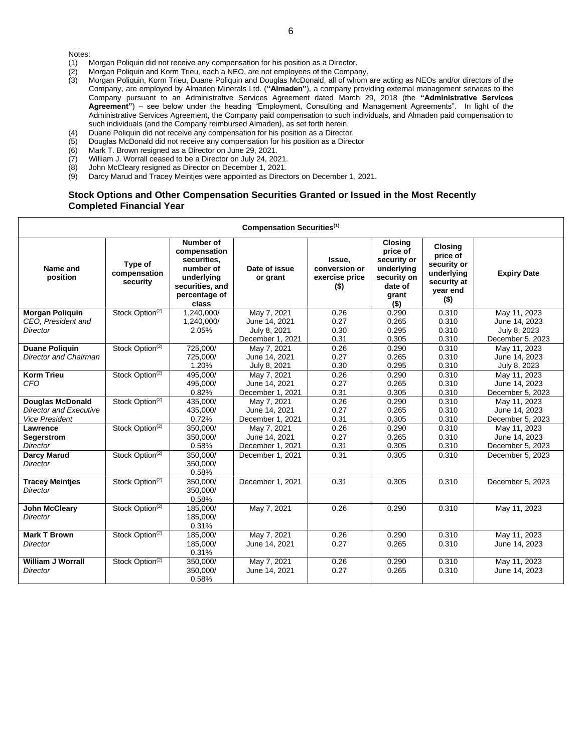Notes:

(1) Morgan Poliquin did not receive any compensation for his position as a Director.
(2) Morgan Poliquin and Korm Trieu, each a NEO, are not employees of the Company.
(3) Morgan Poliquin, Korm Trieu, Duane Poliquin and Douglas McDonald, all of whom are acting as NEOs and/or directors of the Company, are employed by Almaden Minerals Ltd. (**"Almaden"**), a company providing external management services to the Company pursuant to an Administrative Services Agreement dated March 29, 2018 (the **"Administrative Services Agreement"**) – see below under the heading "Employment, Consulting and Management Agreements". In light of the Administrative Services Agreement, the Company paid compensation to such individuals, and Almaden paid compensation to such individuals (and the Company reimbursed Almaden), as set forth herein.
(4) Duane Poliquin did not receive any compensation for his position as a Director.
(5) Douglas McDonald did not receive any compensation for his position as a Director
(6) Mark T. Brown resigned as a Director on June 29, 2021.
(7) William J. Worrall ceased to be a Director on July 24, 2021.
(8) John McCleary resigned as Director on December 1, 2021.
(9) Darcy Marud and Tracey Meintjes were appointed as Directors on December 1, 2021.

## Stock Options and Other Compensation Securities Granted or Issued in the Most Recently Completed Financial Year

| Compensation Securities[1] | | | | | | | |
|---|---|---|---|---|---|---|---|
| **Name and position** | **Type of compensation security** | **Number of compensation securities, number of underlying securities, and percentage of class** | **Date of issue or grant** | **Issue, conversion or exercise price ($)** | **Closing price of security or underlying security on date of grant ($)** | **Closing price of security or underlying security at year end ($)** | **Expiry Date** |
| **Morgan Poliquin** *CEO, President and Director* | Stock Option[2] | 1,240,000/ 1,240,000/ 2.05% | May 7, 2021 June 14, 2021 July 8, 2021 December 1, 2021 | 0.26 0.27 0.30 0.31 | 0.290 0.265 0.295 0.305 | 0.310 0.310 0.310 0.310 | May 11, 2023 June 14, 2023 July 8, 2023 December 5, 2023 |
| **Duane Poliquin** *Director and Chairman* | Stock Option[2] | 725,000/ 725,000/ 1.20% | May 7, 2021 June 14, 2021 July 8, 2021 | 0.26 0.27 0.30 | 0.290 0.265 0.295 | 0.310 0.310 0.310 | May 11, 2023 June 14, 2023 July 8, 2023 |
| **Korm Trieu** *CFO* | Stock Option[2] | 495,000/ 495,000/ 0.82% | May 7, 2021 June 14, 2021 December 1, 2021 | 0.26 0.27 0.31 | 0.290 0.265 0.305 | 0.310 0.310 0.310 | May 11, 2023 June 14, 2023 December 5, 2023 |
| **Douglas McDonald** *Director and Executive Vice President* | Stock Option[2] | 435,000/ 435,000/ 0.72% | May 7, 2021 June 14, 2021 December 1, 2021 | 0.26 0.27 0.31 | 0.290 0.265 0.305 | 0.310 0.310 0.310 | May 11, 2023 June 14, 2023 December 5, 2023 |
| **Lawrence Segerstrom** *Director* | Stock Option[2] | 350,000/ 350,000/ 0.58% | May 7, 2021 June 14, 2021 December 1, 2021 | 0.26 0.27 0.31 | 0.290 0.265 0.305 | 0.310 0.310 0.310 | May 11, 2023 June 14, 2023 December 5, 2023 |
| **Darcy Marud** *Director* | Stock Option[2] | 350,000/ 350,000/ 0.58% | December 1, 2021 | 0.31 | 0.305 | 0.310 | December 5, 2023 |
| **Tracey Meintjes** *Director* | Stock Option[2] | 350,000/ 350,000/ 0.58% | December 1, 2021 | 0.31 | 0.305 | 0.310 | December 5, 2023 |
| **John McCleary** *Director* | Stock Option[2] | 185,000/ 185,000/ 0.31% | May 7, 2021 | 0.26 | 0.290 | 0.310 | May 11, 2023 |
| **Mark T Brown** *Director* | Stock Option[2] | 185,000/ 185,000/ 0.31% | May 7, 2021 June 14, 2021 | 0.26 0.27 | 0.290 0.265 | 0.310 0.310 | May 11, 2023 June 14, 2023 |
| **William J Worrall** *Director* | Stock Option[2] | 350,000/ 350,000/ 0.58% | May 7, 2021 June 14, 2021 | 0.26 0.27 | 0.290 0.265 | 0.310 0.310 | May 11, 2023 June 14, 2023 |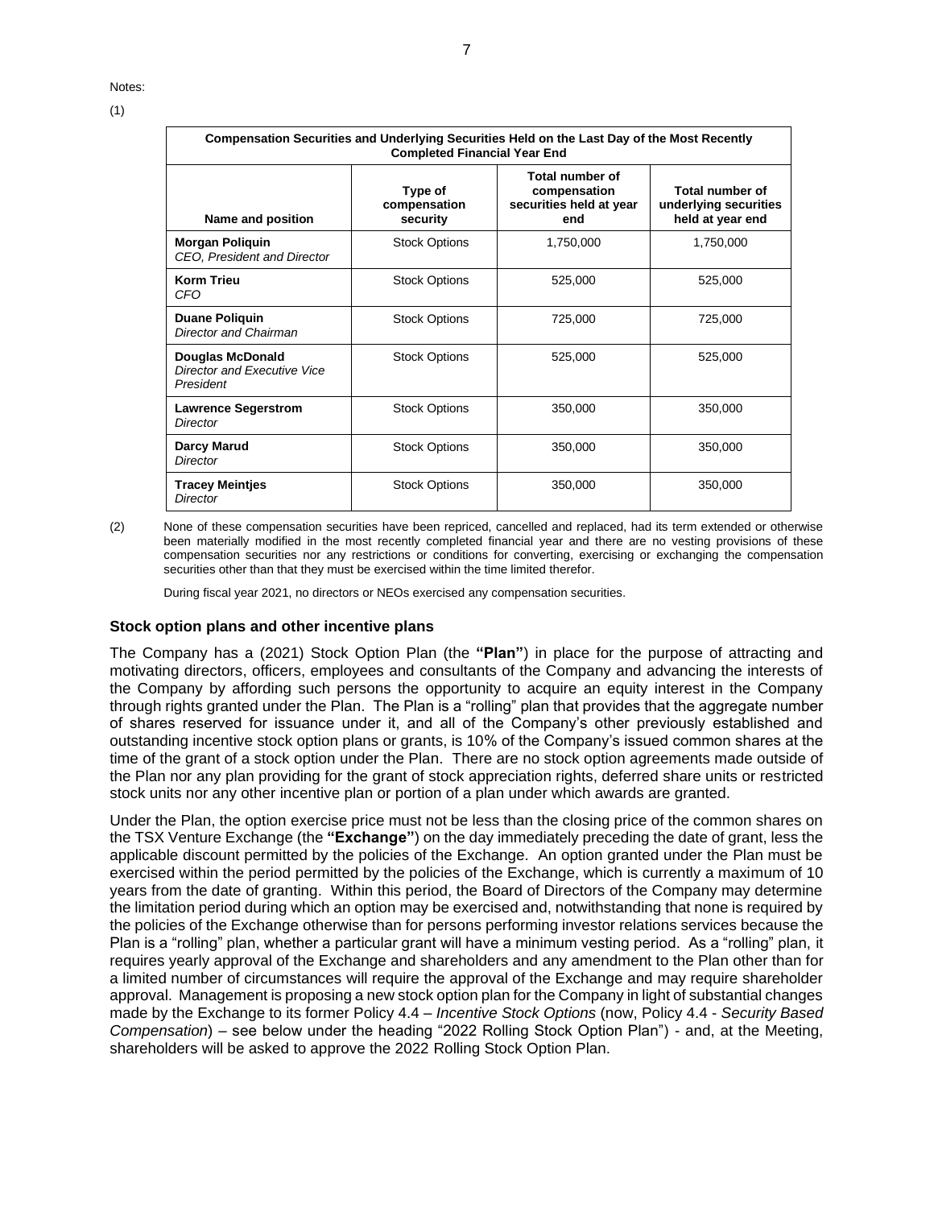Notes:

(1)

| Compensation Securities and Underlying Securities Held on the Last Day of the Most Recently Completed Financial Year End | | | |
|---|---|---|---|
| **Name and position** | **Type of compensation security** | **Total number of compensation securities held at year end** | **Total number of underlying securities held at year end** |
| **Morgan Poliquin** *CEO, President and Director* | Stock Options | 1,750,000 | 1,750,000 |
| **Korm Trieu** *CFO* | Stock Options | 525,000 | 525,000 |
| **Duane Poliquin** *Director and Chairman* | Stock Options | 725,000 | 725,000 |
| **Douglas McDonald** *Director and Executive Vice President* | Stock Options | 525,000 | 525,000 |
| **Lawrence Segerstrom** *Director* | Stock Options | 350,000 | 350,000 |
| **Darcy Marud** *Director* | Stock Options | 350,000 | 350,000 |
| **Tracey Meintjes** *Director* | Stock Options | 350,000 | 350,000 |

(2) None of these compensation securities have been repriced, cancelled and replaced, had its term extended or otherwise been materially modified in the most recently completed financial year and there are no vesting provisions of these compensation securities nor any restrictions or conditions for converting, exercising or exchanging the compensation securities other than that they must be exercised within the time limited therefor.

During fiscal year 2021, no directors or NEOs exercised any compensation securities.

### Stock option plans and other incentive plans

The Company has a (2021) Stock Option Plan (the **"Plan"**) in place for the purpose of attracting and motivating directors, officers, employees and consultants of the Company and advancing the interests of the Company by affording such persons the opportunity to acquire an equity interest in the Company through rights granted under the Plan. The Plan is a "rolling" plan that provides that the aggregate number of shares reserved for issuance under it, and all of the Company's other previously established and outstanding incentive stock option plans or grants, is 10% of the Company's issued common shares at the time of the grant of a stock option under the Plan. There are no stock option agreements made outside of the Plan nor any plan providing for the grant of stock appreciation rights, deferred share units or restricted stock units nor any other incentive plan or portion of a plan under which awards are granted.

Under the Plan, the option exercise price must not be less than the closing price of the common shares on the TSX Venture Exchange (the **"Exchange"**) on the day immediately preceding the date of grant, less the applicable discount permitted by the policies of the Exchange. An option granted under the Plan must be exercised within the period permitted by the policies of the Exchange, which is currently a maximum of 10 years from the date of granting. Within this period, the Board of Directors of the Company may determine the limitation period during which an option may be exercised and, notwithstanding that none is required by the policies of the Exchange otherwise than for persons performing investor relations services because the Plan is a "rolling" plan, whether a particular grant will have a minimum vesting period. As a "rolling" plan, it requires yearly approval of the Exchange and shareholders and any amendment to the Plan other than for a limited number of circumstances will require the approval for the Exchange and may require shareholder approval. Management is proposing a new stock option plan for the Company in light of substantial changes made by the Exchange to its former Policy 4.4 – *Incentive Stock Options* (now, Policy 4.4 - *Security Based Compensation*) – see below under the heading "2022 Rolling Stock Option Plan") - and, at the Meeting, shareholders will be asked to approve the 2022 Rolling Stock Option Plan.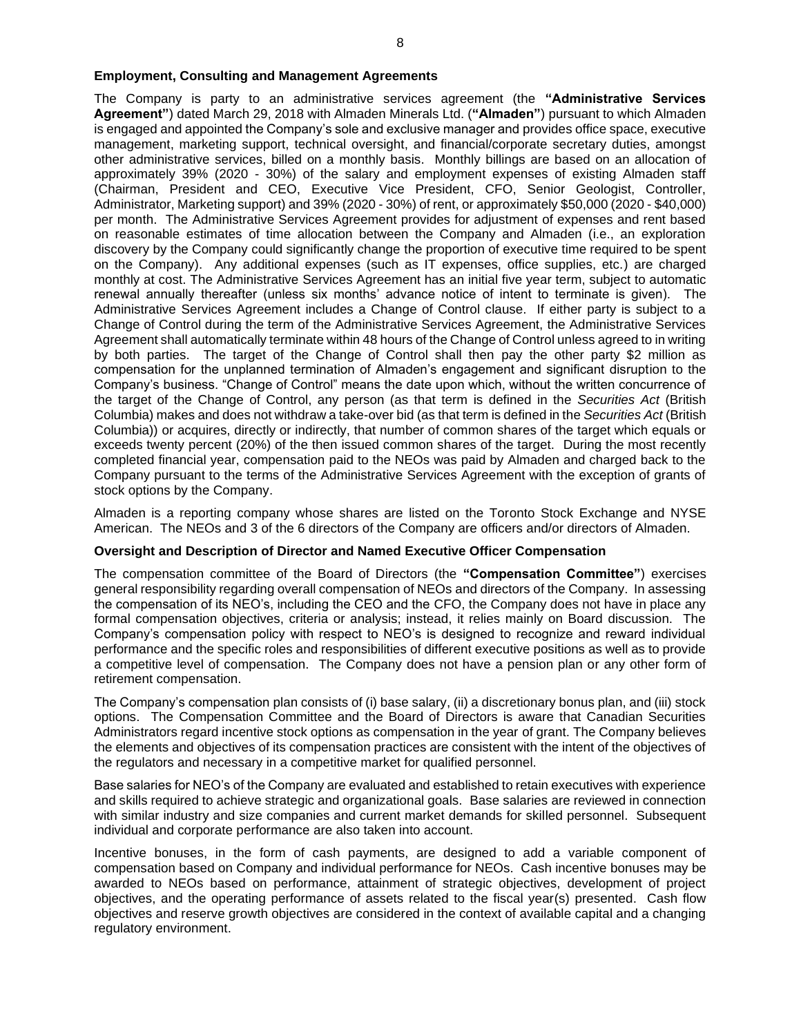### Employment, Consulting and Management Agreements

The Company is party to an administrative services agreement (the **"Administrative Services Agreement"**) dated March 29, 2018 with Almaden Minerals Ltd. (**"Almaden"**) pursuant to which Almaden is engaged and appointed the Company's sole and exclusive manager and provides office space, executive management, marketing support, technical oversight, and financial/corporate secretary duties, amongst other administrative services, billed on a monthly basis. Monthly billings are based on an allocation of approximately 39% (2020 - 30%) of the salary and employment expenses of existing Almaden staff (Chairman, President and CEO, Executive Vice President, CFO, Senior Geologist, Controller, Administrator, Marketing support) and 39% (2020 - 30%) of rent, or approximately $50,000 (2020 - $40,000) per month. The Administrative Services Agreement provides for adjustment of expenses and rent based on reasonable estimates of time allocation between the Company and Almaden (i.e., an exploration discovery by the Company could significantly change the proportion of executive time required to be spent on the Company). Any additional expenses (such as IT expenses, office supplies, etc.) are charged monthly at cost. The Administrative Services Agreement has an initial five year term, subject to automatic renewal annually thereafter (unless six months' advance notice of intent to terminate is given). The Administrative Services Agreement includes a Change of Control clause. If either party is subject to a Change of Control during the term of the Administrative Services Agreement, the Administrative Services Agreement shall automatically terminate within 48 hours of the Change of Control unless agreed to in writing by both parties. The target of the Change of Control shall then pay the other party $2 million as compensation for the unplanned termination of Almaden's engagement and significant disruption to the Company's business. "Change of Control" means the date upon which, without the written concurrence of the target of the Change of Control, any person (as that term is defined in the *Securities Act* (British Columbia) makes and does not withdraw a take-over bid (as that term is defined in the *Securities Act* (British Columbia)) or acquires, directly or indirectly, that number of common shares of the target which equals or exceeds twenty percent (20%) of the then issued common shares of the target. During the most recently completed financial year, compensation paid to the NEOs was paid by Almaden and charged back to the Company pursuant to the terms of the Administrative Services Agreement with the exception of grants of stock options by the Company.

Almaden is a reporting company whose shares are listed on the Toronto Stock Exchange and NYSE American. The NEOs and 3 of the 6 directors of the Company are officers and/or directors of Almaden.

### Oversight and Description of Director and Named Executive Officer Compensation

The compensation committee of the Board of Directors (the **"Compensation Committee"**) exercises general responsibility regarding overall compensation of NEOs and directors of the Company. In assessing the compensation of its NEO's, including the CEO and the CFO, the Company does not have in place any formal compensation objectives, criteria or analysis; instead, it relies mainly on Board discussion. The Company's compensation policy with respect to NEO's is designed to recognize and reward individual performance and the specific roles and responsibilities of different executive positions as well as to provide a competitive level of compensation. The Company does not have a pension plan or any other form of retirement compensation.

The Company's compensation plan consists of (i) base salary, (ii) a discretionary bonus plan, and (iii) stock options. The Compensation Committee and the Board of Directors is aware that Canadian Securities Administrators regard incentive stock options as compensation in the year of grant. The Company believes the elements and objectives of its compensation practices are consistent with the intent of the objectives of the regulators and necessary in a competitive market for qualified personnel.

Base salaries for NEO's of the Company are evaluated and established to retain executives with experience and skills required to achieve strategic and organizational goals. Base salaries are reviewed in connection with similar industry and size companies and current market demands for skilled personnel. Subsequent individual and corporate performance are also taken into account.

Incentive bonuses, in the form of cash payments, are designed to add a variable component of compensation based on Company and individual performance for NEOs. Cash incentive bonuses may be awarded to NEOs based on performance, attainment of strategic objectives, development of project objectives, and the operating performance of assets related to the fiscal year(s) presented. Cash flow objectives and reserve growth objectives are considered in the context of available capital and a changing regulatory environment.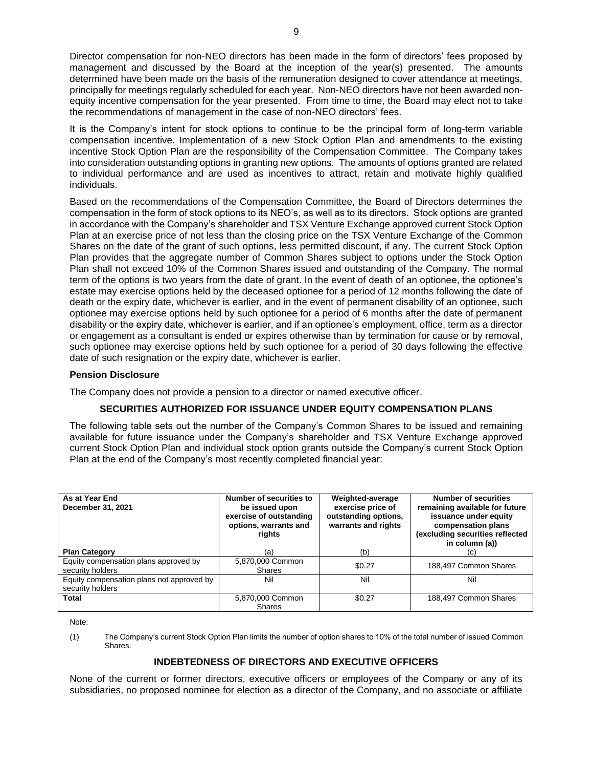Director compensation for non-NEO directors has been made in the form of directors' fees proposed by management and discussed by the Board at the inception of the year(s) presented. The amounts determined have been made on the basis of the remuneration designed to cover attendance at meetings, principally for meetings regularly scheduled for each year. Non-NEO directors have not been awarded non-equity incentive compensation for the year presented. From time to time, the Board may elect not to take the recommendations of management in the case of non-NEO directors' fees.

It is the Company's intent for stock options to continue to be the principal form of long-term variable compensation incentive. Implementation of a new Stock Option Plan and amendments to the existing incentive Stock Option Plan are the responsibility of the Compensation Committee. The Company takes into consideration outstanding options in granting new options. The amounts of options granted are related to individual performance and are used as incentives to attract, retain and motivate highly qualified individuals.

Based on the recommendations of the Compensation Committee, the Board of Directors determines the compensation in the form of stock options to its NEO's, as well as to its directors. Stock options are granted in accordance with the Company's shareholder and TSX Venture Exchange approved current Stock Option Plan at an exercise price of not less than the closing price on the TSX Venture Exchange of the Common Shares on the date of the grant of such options, less permitted discount, if any. The current Stock Option Plan provides that the aggregate number of Common Shares subject to options under the Stock Option Plan shall not exceed 10% of the Common Shares issued and outstanding of the Company. The normal term of the options is two years from the date of grant. In the event of death of an optionee, the optionee's estate may exercise options held by the deceased optionee for a period of 12 months following the date of death or the expiry date, whichever is earlier, and in the event of permanent disability of an optionee, such optionee may exercise options held by such optionee for a period of 6 months after the date of permanent disability or the expiry date, whichever is earlier, and if an optionee's employment, office, term as a director or engagement as a consultant is ended or expires otherwise than by termination for cause or by removal, such optionee may exercise options held by such optionee for a period of 30 days following the effective date of such resignation or the expiry date, whichever is earlier.

**Pension Disclosure**

The Company does not provide a pension to a director or named executive officer.

## SECURITIES AUTHORIZED FOR ISSUANCE UNDER EQUITY COMPENSATION PLANS

The following table sets out the number of the Company's Common Shares to be issued and remaining available for future issuance under the Company's shareholder and TSX Venture Exchange approved current Stock Option Plan and individual stock option grants outside the Company's current Stock Option Plan at the end of the Company's most recently completed financial year:

| As at Year End December 31, 2021 | Number of securities to be issued upon exercise of outstanding options, warrants and rights | Weighted-average exercise price of outstanding options, warrants and rights | Number of securities remaining available for future issuance under equity compensation plans (excluding securities reflected in column (a)) |
|---|---|---|---|
| **Plan Category** | (a) | (b) | (c) |
| Equity compensation plans approved by security holders | 5,870,000 Common Shares | $0.27 | 188,497 Common Shares |
| Equity compensation plans not approved by security holders | Nil | Nil | Nil |
| **Total** | 5,870,000 Common Shares | $0.27 | 188,497 Common Shares |

Note:

(1) The Company's current Stock Option Plan limits the number of option shares to 10% of the total number of issued Common Shares.

## INDEBTEDNESS OF DIRECTORS AND EXECUTIVE OFFICERS

None of the current or former directors, executive officers or employees of the Company or any of its subsidiaries, no proposed nominee for election as a director of the Company, and no associate or affiliate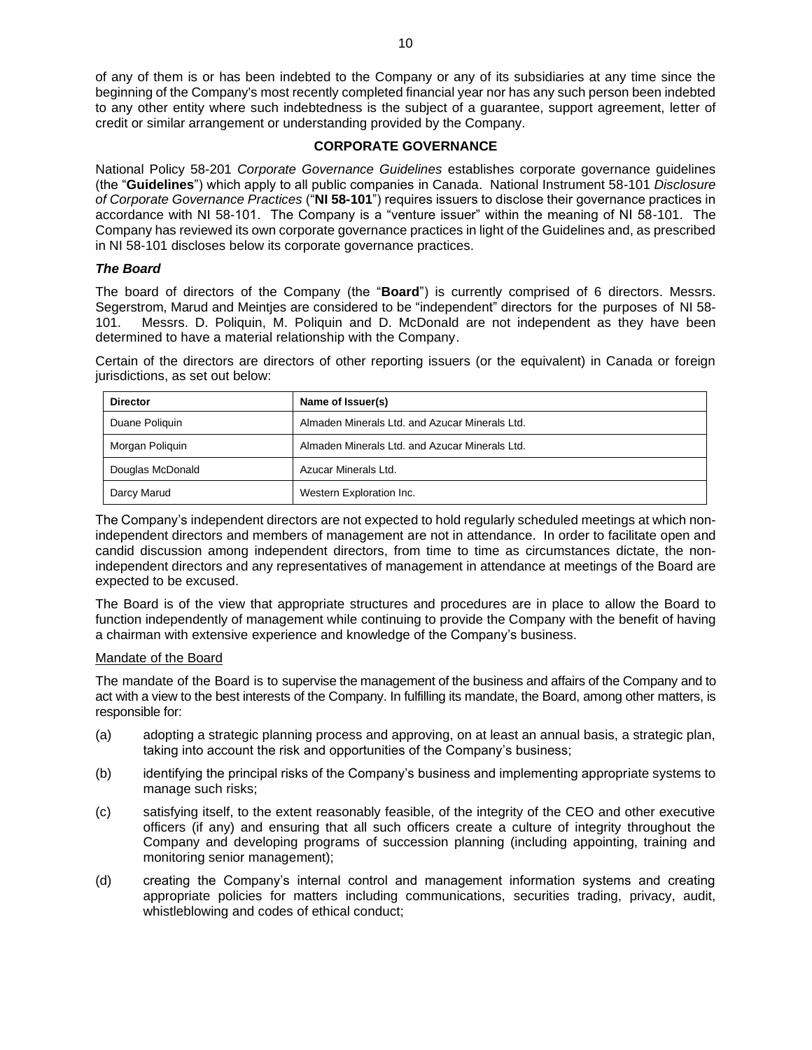of any of them is or has been indebted to the Company or any of its subsidiaries at any time since the beginning of the Company's most recently completed financial year nor has any such person been indebted to any other entity where such indebtedness is the subject of a guarantee, support agreement, letter of credit or similar arrangement or understanding provided by the Company.

## CORPORATE GOVERNANCE

National Policy 58-201 *Corporate Governance Guidelines* establishes corporate governance guidelines (the "**Guidelines**") which apply to all public companies in Canada. National Instrument 58-101 *Disclosure of Corporate Governance Practices* ("**NI 58-101**") requires issuers to disclose their governance practices in accordance with NI 58-101. The Company is a "venture issuer" within the meaning of NI 58-101. The Company has reviewed its own corporate governance practices in light of the Guidelines and, as prescribed in NI 58-101 discloses below its corporate governance practices.

### *The Board*

The board of directors of the Company (the "**Board**") is currently comprised of 6 directors. Messrs. Segerstrom, Marud and Meintjes are considered to be "independent" directors for the purposes of NI 58-101. Messrs. D. Poliquin, M. Poliquin and D. McDonald are not independent as they have been determined to have a material relationship with the Company.

Certain of the directors are directors of other reporting issuers (or the equivalent) in Canada or foreign jurisdictions, as set out below:

| Director | Name of Issuer(s) |
|---|---|
| Duane Poliquin | Almaden Minerals Ltd. and Azucar Minerals Ltd. |
| Morgan Poliquin | Almaden Minerals Ltd. and Azucar Minerals Ltd. |
| Douglas McDonald | Azucar Minerals Ltd. |
| Darcy Marud | Western Exploration Inc. |

The Company's independent directors are not expected to hold regularly scheduled meetings at which non-independent directors and members of management are not in attendance. In order to facilitate open and candid discussion among independent directors, from time to time as circumstances dictate, the non-independent directors and any representatives of management in attendance at meetings of the Board are expected to be excused.

The Board is of the view that appropriate structures and procedures are in place to allow the Board to function independently of management while continuing to provide the Company with the benefit of having a chairman with extensive experience and knowledge of the Company's business.

#### Mandate of the Board

The mandate of the Board is to supervise the management of the business and affairs of the Company and to act with a view to the best interests of the Company. In fulfilling its mandate, the Board, among other matters, is responsible for:

(a) adopting a strategic planning process and approving, on at least an annual basis, a strategic plan, taking into account the risk and opportunities of the Company's business;

(b) identifying the principal risks of the Company's business and implementing appropriate systems to manage such risks;

(c) satisfying itself, to the extent reasonably feasible, of the integrity of the CEO and other executive officers (if any) and ensuring that all such officers create a culture of integrity throughout the Company and developing programs of succession planning (including appointing, training and monitoring senior management);

(d) creating the Company's internal control and management information systems and creating appropriate policies for matters including communications, securities trading, privacy, audit, whistleblowing and codes of ethical conduct;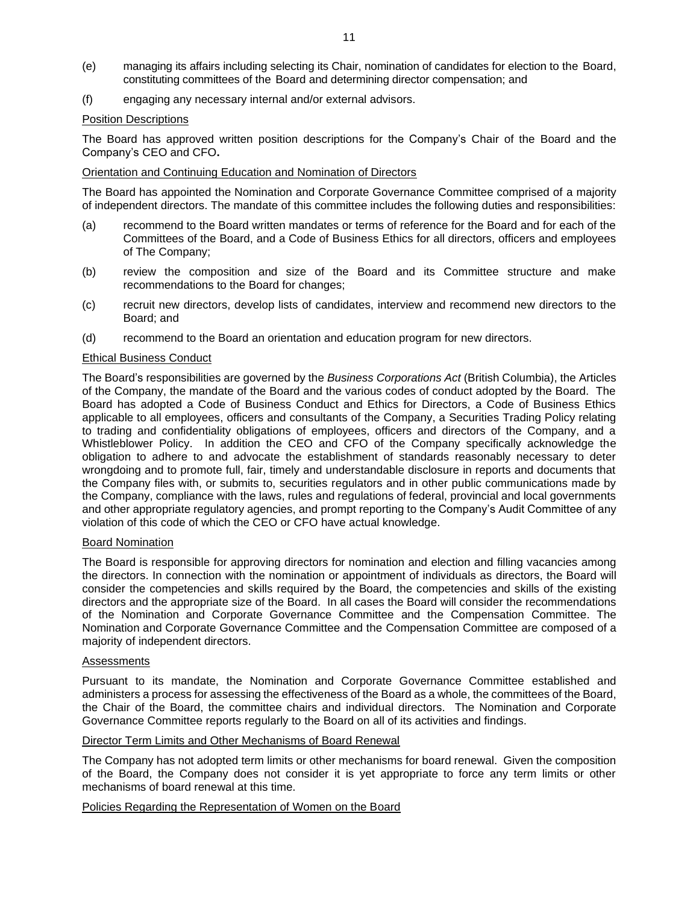(e) managing its affairs including selecting its Chair, nomination of candidates for election to the Board, constituting committees of the Board and determining director compensation; and

(f) engaging any necessary internal and/or external advisors.

Position Descriptions

The Board has approved written position descriptions for the Company's Chair of the Board and the Company's CEO and CFO**.**

Orientation and Continuing Education and Nomination of Directors

The Board has appointed the Nomination and Corporate Governance Committee comprised of a majority of independent directors. The mandate of this committee includes the following duties and responsibilities:

(a) recommend to the Board written mandates or terms of reference for the Board and for each of the Committees of the Board, and a Code of Business Ethics for all directors, officers and employees of The Company;

(b) review the composition and size of the Board and its Committee structure and make recommendations to the Board for changes;

(c) recruit new directors, develop lists of candidates, interview and recommend new directors to the Board; and

(d) recommend to the Board an orientation and education program for new directors.

Ethical Business Conduct

The Board's responsibilities are governed by the *Business Corporations Act* (British Columbia), the Articles of the Company, the mandate of the Board and the various codes of conduct adopted by the Board. The Board has adopted a Code of Business Conduct and Ethics for Directors, a Code of Business Ethics applicable to all employees, officers and consultants of the Company, a Securities Trading Policy relating to trading and confidentiality obligations of employees, officers and directors of the Company, and a Whistleblower Policy. In addition the CEO and CFO of the Company specifically acknowledge the obligation to adhere to and advocate the establishment of standards reasonably necessary to deter wrongdoing and to promote full, fair, timely and understandable disclosure in reports and documents that the Company files with, or submits to, securities regulators and in other public communications made by the Company, compliance with the laws, rules and regulations of federal, provincial and local governments and other appropriate regulatory agencies, and prompt reporting to the Company's Audit Committee of any violation of this code of which the CEO or CFO have actual knowledge.

Board Nomination

The Board is responsible for approving directors for nomination and election and filling vacancies among the directors. In connection with the nomination or appointment of individuals as directors, the Board will consider the competencies and skills required by the Board, the competencies and skills of the existing directors and the appropriate size of the Board. In all cases the Board will consider the recommendations of the Nomination and Corporate Governance Committee and the Compensation Committee. The Nomination and Corporate Governance Committee and the Compensation Committee are composed of a majority of independent directors.

Assessments

Pursuant to its mandate, the Nomination and Corporate Governance Committee established and administers a process for assessing the effectiveness of the Board as a whole, the committees of the Board, the Chair of the Board, the committee chairs and individual directors. The Nomination and Corporate Governance Committee reports regularly to the Board on all of its activities and findings.

Director Term Limits and Other Mechanisms of Board Renewal

The Company has not adopted term limits or other mechanisms for board renewal. Given the composition of the Board, the Company does not consider it is yet appropriate to force any term limits or other mechanisms of board renewal at this time.

Policies Regarding the Representation of Women on the Board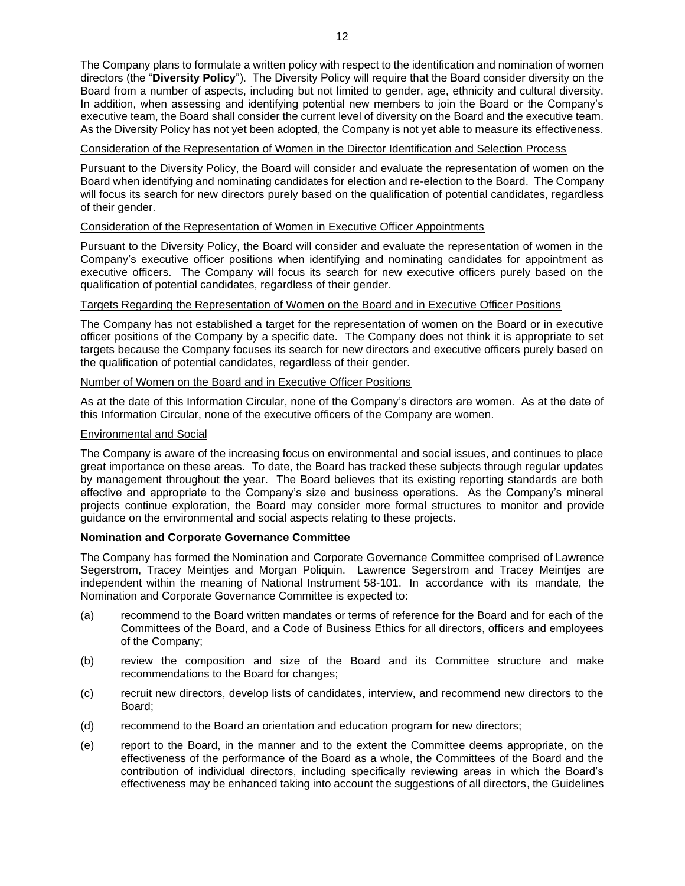The Company plans to formulate a written policy with respect to the identification and nomination of women directors (the "**Diversity Policy**"). The Diversity Policy will require that the Board consider diversity on the Board from a number of aspects, including but not limited to gender, age, ethnicity and cultural diversity. In addition, when assessing and identifying potential new members to join the Board or the Company's executive team, the Board shall consider the current level of diversity on the Board and the executive team. As the Diversity Policy has not yet been adopted, the Company is not yet able to measure its effectiveness.

Consideration of the Representation of Women in the Director Identification and Selection Process

Pursuant to the Diversity Policy, the Board will consider and evaluate the representation of women on the Board when identifying and nominating candidates for election and re-election to the Board. The Company will focus its search for new directors purely based on the qualification of potential candidates, regardless of their gender.

Consideration of the Representation of Women in Executive Officer Appointments

Pursuant to the Diversity Policy, the Board will consider and evaluate the representation of women in the Company's executive officer positions when identifying and nominating candidates for appointment as executive officers. The Company will focus its search for new executive officers purely based on the qualification of potential candidates, regardless of their gender.

Targets Regarding the Representation of Women on the Board and in Executive Officer Positions

The Company has not established a target for the representation of women on the Board or in executive officer positions of the Company by a specific date. The Company does not think it is appropriate to set targets because the Company focuses its search for new directors and executive officers purely based on the qualification of potential candidates, regardless of their gender.

Number of Women on the Board and in Executive Officer Positions

As at the date of this Information Circular, none of the Company's directors are women. As at the date of this Information Circular, none of the executive officers of the Company are women.

Environmental and Social

The Company is aware of the increasing focus on environmental and social issues, and continues to place great importance on these areas. To date, the Board has tracked these subjects through regular updates by management throughout the year. The Board believes that its existing reporting standards are both effective and appropriate to the Company's size and business operations. As the Company's mineral projects continue exploration, the Board may consider more formal structures to monitor and provide guidance on the environmental and social aspects relating to these projects.

**Nomination and Corporate Governance Committee**

The Company has formed the Nomination and Corporate Governance Committee comprised of Lawrence Segerstrom, Tracey Meintjes and Morgan Poliquin. Lawrence Segerstrom and Tracey Meintjes are independent within the meaning of National Instrument 58-101. In accordance with its mandate, the Nomination and Corporate Governance Committee is expected to:

(a) recommend to the Board written mandates or terms of reference for the Board and for each of the Committees of the Board, and a Code of Business Ethics for all directors, officers and employees of the Company;

(b) review the composition and size of the Board and its Committee structure and make recommendations to the Board for changes;

(c) recruit new directors, develop lists of candidates, interview, and recommend new directors to the Board;

(d) recommend to the Board an orientation and education program for new directors;

(e) report to the Board, in the manner and to the extent the Committee deems appropriate, on the effectiveness of the performance of the Board as a whole, the Committees of the Board and the contribution of individual directors, including specifically reviewing areas in which the Board's effectiveness may be enhanced taking into account the suggestions of all directors, the Guidelines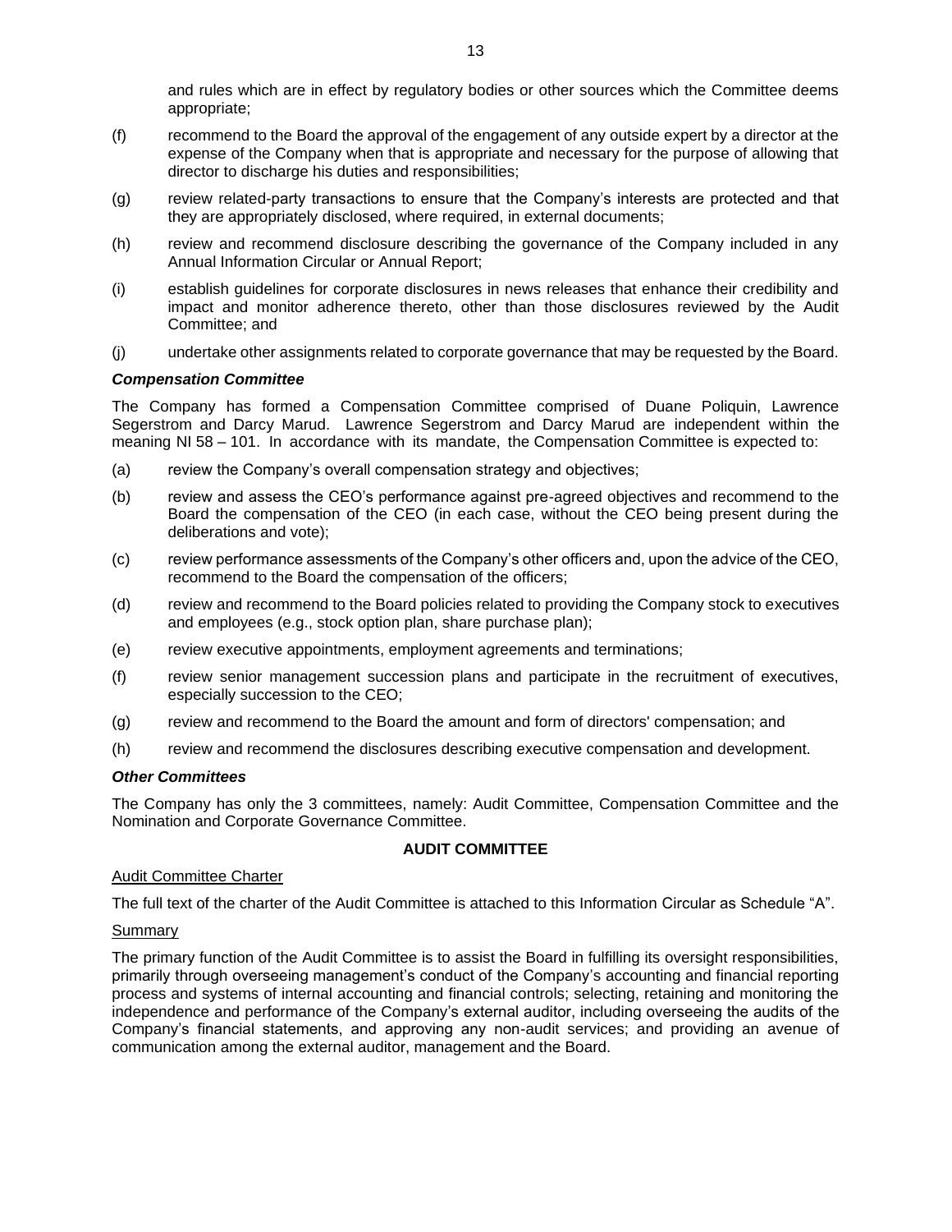and rules which are in effect by regulatory bodies or other sources which the Committee deems appropriate;

(f) recommend to the Board the approval of the engagement of any outside expert by a director at the expense of the Company when that is appropriate and necessary for the purpose of allowing that director to discharge his duties and responsibilities;

(g) review related-party transactions to ensure that the Company's interests are protected and that they are appropriately disclosed, where required, in external documents;

(h) review and recommend disclosure describing the governance of the Company included in any Annual Information Circular or Annual Report;

(i) establish guidelines for corporate disclosures in news releases that enhance their credibility and impact and monitor adherence thereto, other than those disclosures reviewed by the Audit Committee; and

(j) undertake other assignments related to corporate governance that may be requested by the Board.

***Compensation Committee***

The Company has formed a Compensation Committee comprised of Duane Poliquin, Lawrence Segerstrom and Darcy Marud. Lawrence Segerstrom and Darcy Marud are independent within the meaning NI 58 – 101. In accordance with its mandate, the Compensation Committee is expected to:

(a) review the Company's overall compensation strategy and objectives;

(b) review and assess the CEO's performance against pre-agreed objectives and recommend to the Board the compensation of the CEO (in each case, without the CEO being present during the deliberations and vote);

(c) review performance assessments of the Company's other officers and, upon the advice of the CEO, recommend to the Board the compensation of the officers;

(d) review and recommend to the Board policies related to providing the Company stock to executives and employees (e.g., stock option plan, share purchase plan);

(e) review executive appointments, employment agreements and terminations;

(f) review senior management succession plans and participate in the recruitment of executives, especially succession to the CEO;

(g) review and recommend to the Board the amount and form of directors' compensation; and

(h) review and recommend the disclosures describing executive compensation and development.

***Other Committees***

The Company has only the 3 committees, namely: Audit Committee, Compensation Committee and the Nomination and Corporate Governance Committee.

## AUDIT COMMITTEE

Audit Committee Charter

The full text of the charter of the Audit Committee is attached to this Information Circular as Schedule "A".

Summary

The primary function of the Audit Committee is to assist the Board in fulfilling its oversight responsibilities, primarily through overseeing management's conduct of the Company's accounting and financial reporting process and systems of internal accounting and financial controls; selecting, retaining and monitoring the independence and performance of the Company's external auditor, including overseeing the audits of the Company's financial statements, and approving any non-audit services; and providing an avenue of communication among the external auditor, management and the Board.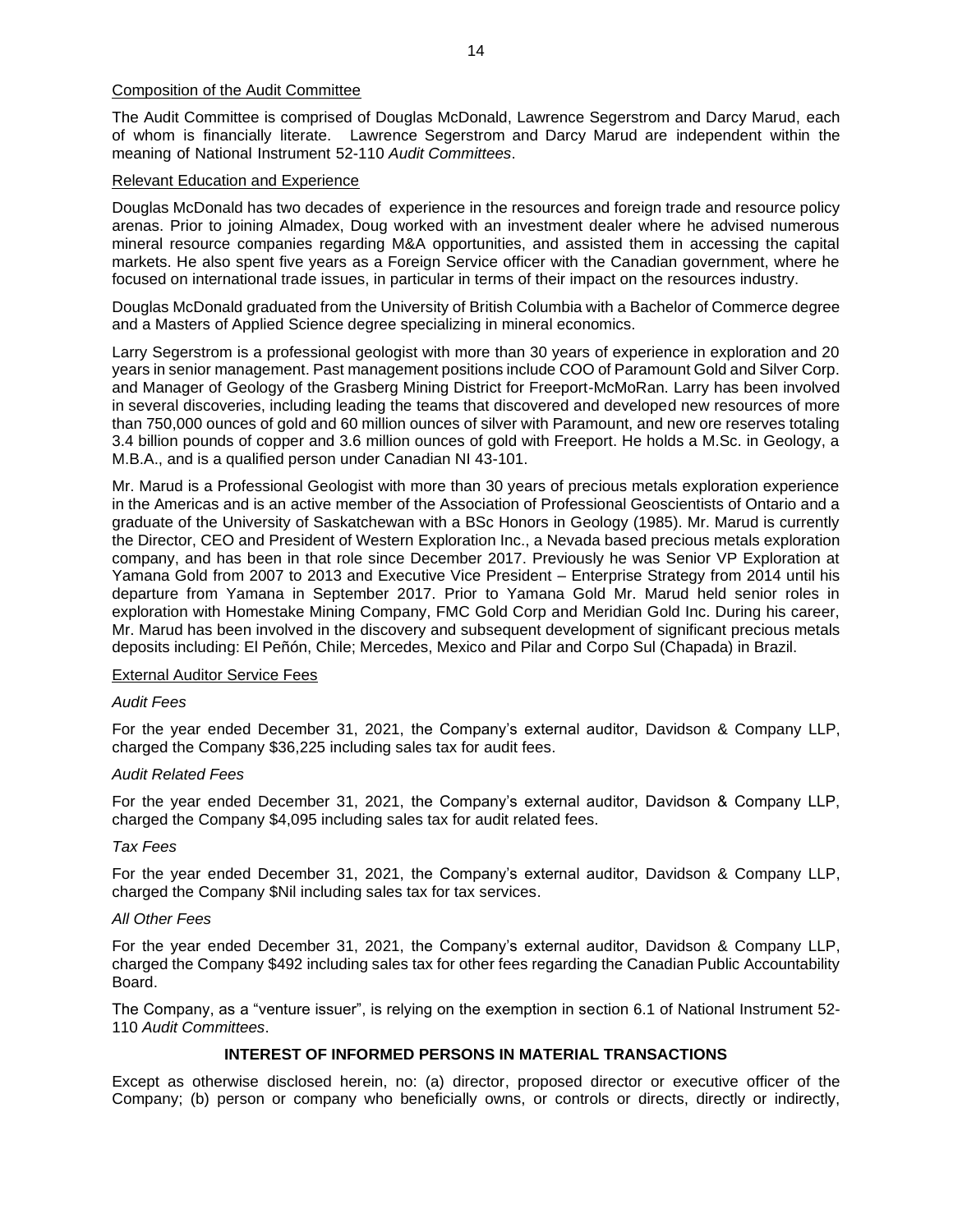Composition of the Audit Committee

The Audit Committee is comprised of Douglas McDonald, Lawrence Segerstrom and Darcy Marud, each of whom is financially literate. Lawrence Segerstrom and Darcy Marud are independent within the meaning of National Instrument 52-110 *Audit Committees*.

Relevant Education and Experience

Douglas McDonald has two decades of experience in the resources and foreign trade and resource policy arenas. Prior to joining Almadex, Doug worked with an investment dealer where he advised numerous mineral resource companies regarding M&A opportunities, and assisted them in accessing the capital markets. He also spent five years as a Foreign Service officer with the Canadian government, where he focused on international trade issues, in particular in terms of their impact on the resources industry.

Douglas McDonald graduated from the University of British Columbia with a Bachelor of Commerce degree and a Masters of Applied Science degree specializing in mineral economics.

Larry Segerstrom is a professional geologist with more than 30 years of experience in exploration and 20 years in senior management. Past management positions include COO of Paramount Gold and Silver Corp. and Manager of Geology of the Grasberg Mining District for Freeport-McMoRan. Larry has been involved in several discoveries, including leading the teams that discovered and developed new resources of more than 750,000 ounces of gold and 60 million ounces of silver with Paramount, and new ore reserves totaling 3.4 billion pounds of copper and 3.6 million ounces of gold with Freeport. He holds a M.Sc. in Geology, a M.B.A., and is a qualified person under Canadian NI 43-101.

Mr. Marud is a Professional Geologist with more than 30 years of precious metals exploration experience in the Americas and is an active member of the Association of Professional Geoscientists of Ontario and a graduate of the University of Saskatchewan with a BSc Honors in Geology (1985). Mr. Marud is currently the Director, CEO and President of Western Exploration Inc., a Nevada based precious metals exploration company, and has been in that role since December 2017. Previously he was Senior VP Exploration at Yamana Gold from 2007 to 2013 and Executive Vice President – Enterprise Strategy from 2014 until his departure from Yamana in September 2017. Prior to Yamana Gold Mr. Marud held senior roles in exploration with Homestake Mining Company, FMC Gold Corp and Meridian Gold Inc. During his career, Mr. Marud has been involved in the discovery and subsequent development of significant precious metals deposits including: El Peñón, Chile; Mercedes, Mexico and Pilar and Corpo Sul (Chapada) in Brazil.

External Auditor Service Fees

*Audit Fees*

For the year ended December 31, 2021, the Company's external auditor, Davidson & Company LLP, charged the Company $36,225 including sales tax for audit fees.

*Audit Related Fees*

For the year ended December 31, 2021, the Company's external auditor, Davidson & Company LLP, charged the Company $4,095 including sales tax for audit related fees.

*Tax Fees*

For the year ended December 31, 2021, the Company's external auditor, Davidson & Company LLP, charged the Company $Nil including sales tax for tax services.

*All Other Fees*

For the year ended December 31, 2021, the Company's external auditor, Davidson & Company LLP, charged the Company $492 including sales tax for other fees regarding the Canadian Public Accountability Board.

The Company, as a "venture issuer", is relying on the exemption in section 6.1 of National Instrument 52-110 *Audit Committees*.

## INTEREST OF INFORMED PERSONS IN MATERIAL TRANSACTIONS

Except as otherwise disclosed herein, no: (a) director, proposed director or executive officer of the Company; (b) person or company who beneficially owns, or controls or directs, directly or indirectly,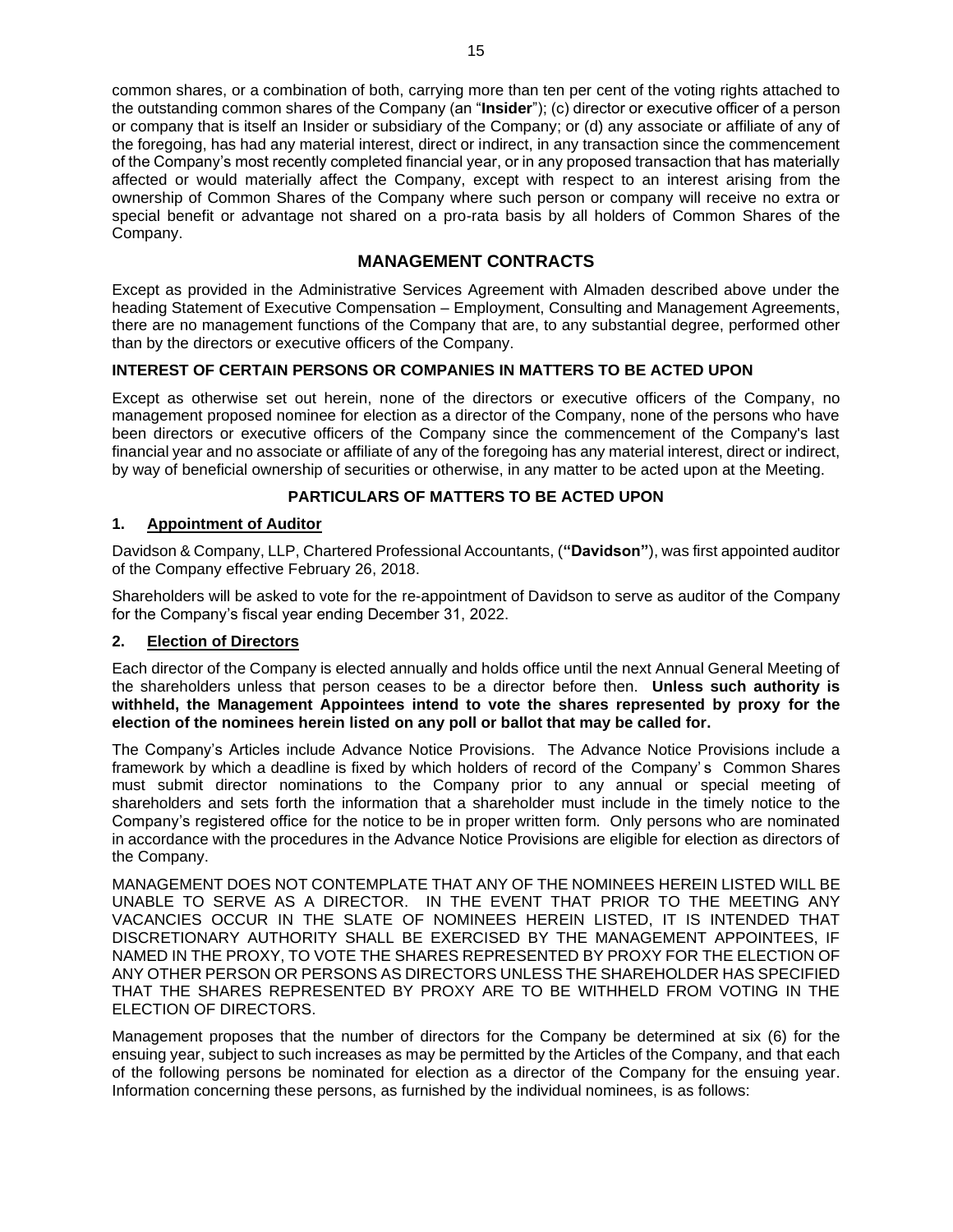common shares, or a combination of both, carrying more than ten per cent of the voting rights attached to the outstanding common shares of the Company (an "**Insider**"); (c) director or executive officer of a person or company that is itself an Insider or subsidiary of the Company; or (d) any associate or affiliate of any of the foregoing, has had any material interest, direct or indirect, in any transaction since the commencement of the Company's most recently completed financial year, or in any proposed transaction that has materially affected or would materially affect the Company, except with respect to an interest arising from the ownership of Common Shares of the Company where such person or company will receive no extra or special benefit or advantage not shared on a pro-rata basis by all holders of Common Shares of the Company.

## MANAGEMENT CONTRACTS

Except as provided in the Administrative Services Agreement with Almaden described above under the heading Statement of Executive Compensation – Employment, Consulting and Management Agreements, there are no management functions of the Company that are, to any substantial degree, performed other than by the directors or executive officers of the Company.

### INTEREST OF CERTAIN PERSONS OR COMPANIES IN MATTERS TO BE ACTED UPON

Except as otherwise set out herein, none of the directors or executive officers of the Company, no management proposed nominee for election as a director of the Company, none of the persons who have been directors or executive officers of the Company since the commencement of the Company's last financial year and no associate or affiliate of any of the foregoing has any material interest, direct or indirect, by way of beneficial ownership of securities or otherwise, in any matter to be acted upon at the Meeting.

### PARTICULARS OF MATTERS TO BE ACTED UPON

#### 1. Appointment of Auditor

Davidson & Company, LLP, Chartered Professional Accountants, (**"Davidson"**), was first appointed auditor of the Company effective February 26, 2018.

Shareholders will be asked to vote for the re-appointment of Davidson to serve as auditor of the Company for the Company's fiscal year ending December 31, 2022.

#### 2. Election of Directors

Each director of the Company is elected annually and holds office until the next Annual General Meeting of the shareholders unless that person ceases to be a director before then. **Unless such authority is withheld, the Management Appointees intend to vote the shares represented by proxy for the election of the nominees herein listed on any poll or ballot that may be called for.**

The Company's Articles include Advance Notice Provisions. The Advance Notice Provisions include a framework by which a deadline is fixed by which holders of record of the Company's Common Shares must submit director nominations to the Company prior to any annual or special meeting of shareholders and sets forth the information that a shareholder must include in the timely notice to the Company's registered office for the notice to be in proper written form. Only persons who are nominated in accordance with the procedures in the Advance Notice Provisions are eligible for election as directors of the Company.

MANAGEMENT DOES NOT CONTEMPLATE THAT ANY OF THE NOMINEES HEREIN LISTED WILL BE UNABLE TO SERVE AS A DIRECTOR. IN THE EVENT THAT PRIOR TO THE MEETING ANY VACANCIES OCCUR IN THE SLATE OF NOMINEES HEREIN LISTED, IT IS INTENDED THAT DISCRETIONARY AUTHORITY SHALL BE EXERCISED BY THE MANAGEMENT APPOINTEES, IF NAMED IN THE PROXY, TO VOTE THE SHARES REPRESENTED BY PROXY FOR THE ELECTION OF ANY OTHER PERSON OR PERSONS AS DIRECTORS UNLESS THE SHAREHOLDER HAS SPECIFIED THAT THE SHARES REPRESENTED BY PROXY ARE TO BE WITHHELD FROM VOTING IN THE ELECTION OF DIRECTORS.

Management proposes that the number of directors for the Company be determined at six (6) for the ensuing year, subject to such increases as may be permitted by the Articles of the Company, and that each of the following persons be nominated for election as a director of the Company for the ensuing year. Information concerning these persons, as furnished by the individual nominees, is as follows: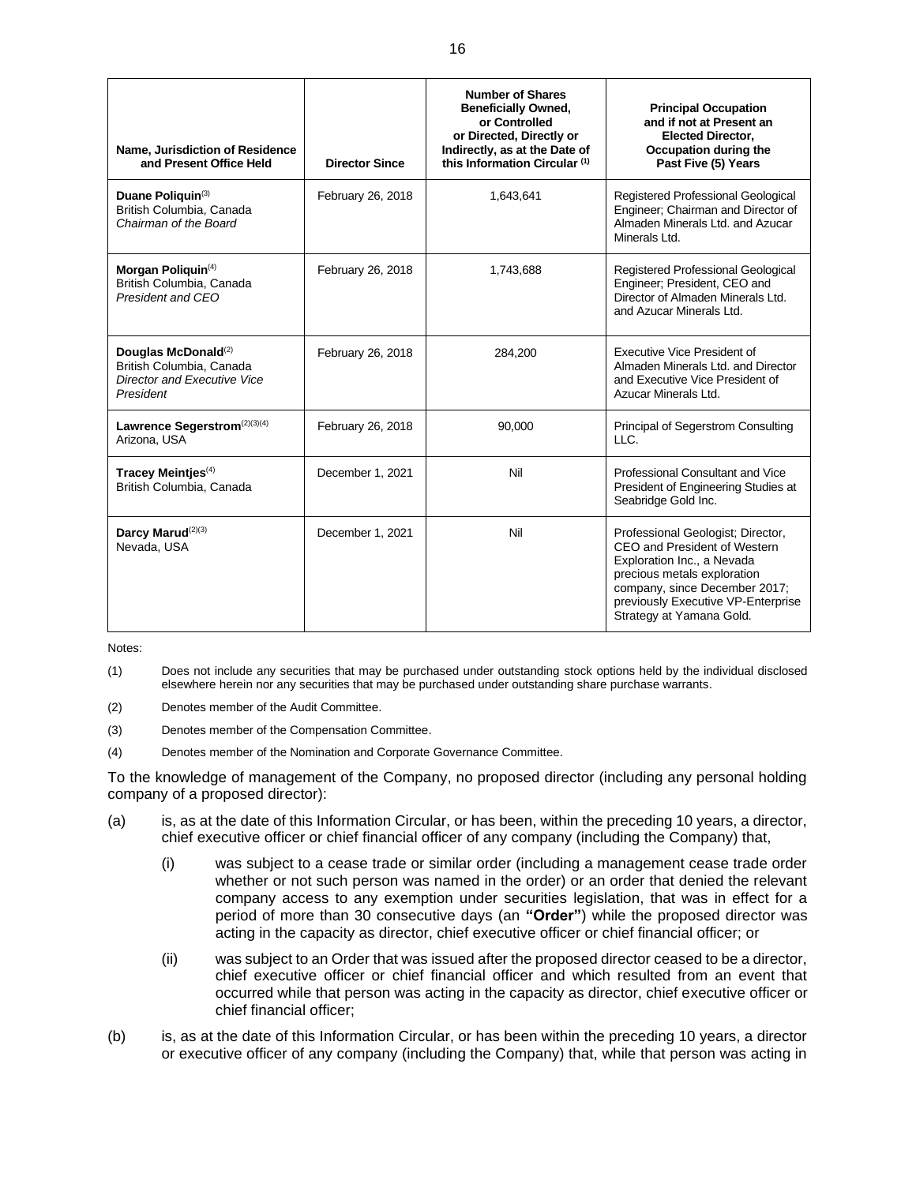| Name, Jurisdiction of Residence and Present Office Held | Director Since | Number of Shares Beneficially Owned, or Controlled or Directed, Directly or Indirectly, as at the Date of this Information Circular [(1)] | Principal Occupation and if not at Present an Elected Director, Occupation during the Past Five (5) Years |
|---|---|---|---|
| **Duane Poliquin**[(3)] British Columbia, Canada *Chairman of the Board* | February 26, 2018 | 1,643,641 | Registered Professional Geological Engineer; Chairman and Director of Almaden Minerals Ltd. and Azucar Minerals Ltd. |
| **Morgan Poliquin**[(4)] British Columbia, Canada *President and CEO* | February 26, 2018 | 1,743,688 | Registered Professional Geological Engineer; President, CEO and Director of Almaden Minerals Ltd. and Azucar Minerals Ltd. |
| **Douglas McDonald**[(2)] British Columbia, Canada *Director and Executive Vice President* | February 26, 2018 | 284,200 | Executive Vice President of Almaden Minerals Ltd. and Director and Executive Vice President of Azucar Minerals Ltd. |
| **Lawrence Segerstrom**[(2)(3)(4)] Arizona, USA | February 26, 2018 | 90,000 | Principal of Segerstrom Consulting LLC. |
| **Tracey Meintjes**[(4)] British Columbia, Canada | December 1, 2021 | Nil | Professional Consultant and Vice President of Engineering Studies at Seabridge Gold Inc. |
| **Darcy Marud**[(2)(3)] Nevada, USA | December 1, 2021 | Nil | Professional Geologist; Director, CEO and President of Western Exploration Inc., a Nevada precious metals exploration company, since December 2017; previously Executive VP-Enterprise Strategy at Yamana Gold. |

Notes:

(1) Does not include any securities that may be purchased under outstanding stock options held by the individual disclosed elsewhere herein nor any securities that may be purchased under outstanding share purchase warrants.

(2) Denotes member of the Audit Committee.

(3) Denotes member of the Compensation Committee.

(4) Denotes member of the Nomination and Corporate Governance Committee.

To the knowledge of management of the Company, no proposed director (including any personal holding company of a proposed director):

(a) is, as at the date of this Information Circular, or has been, within the preceding 10 years, a director, chief executive officer or chief financial officer of any company (including the Company) that,

   (i) was subject to a cease trade or similar order (including a management cease trade order whether or not such person was named in the order) or an order that denied the relevant company access to any exemption under securities legislation, that was in effect for a period of more than 30 consecutive days (an **"Order"**) while the proposed director was acting in the capacity as director, chief executive officer or chief financial officer; or

   (ii) was subject to an Order that was issued after the proposed director ceased to be a director, chief executive officer or chief financial officer and which resulted from an event that occurred while that person was acting in the capacity as director, chief executive officer or chief financial officer;

(b) is, as at the date of this Information Circular, or has been within the preceding 10 years, a director or executive officer of any company (including the Company) that, while that person was acting in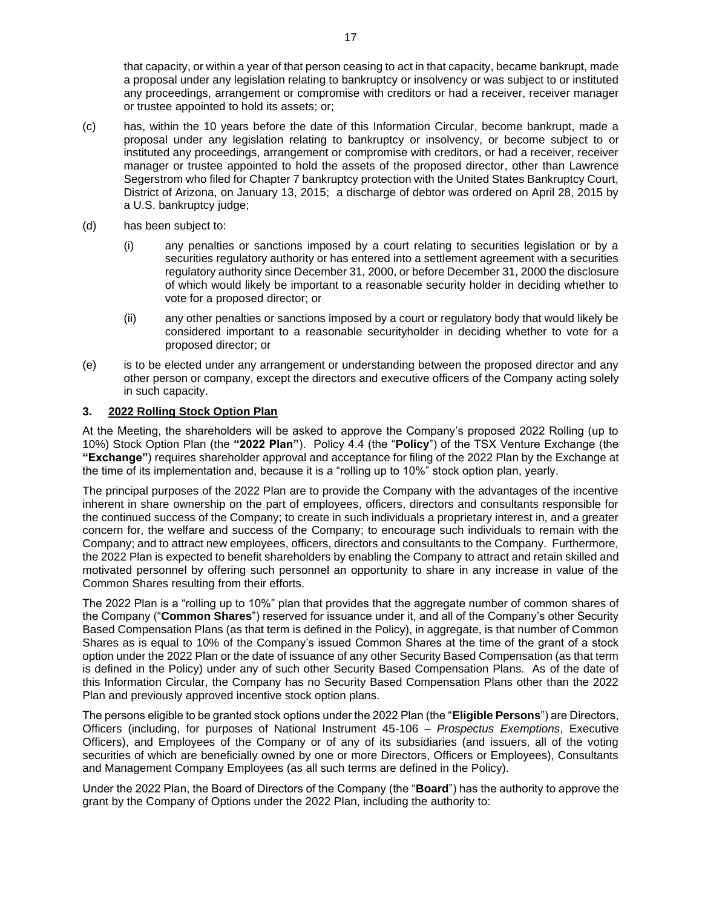that capacity, or within a year of that person ceasing to act in that capacity, became bankrupt, made a proposal under any legislation relating to bankruptcy or insolvency or was subject to or instituted any proceedings, arrangement or compromise with creditors or had a receiver, receiver manager or trustee appointed to hold its assets; or;

(c) has, within the 10 years before the date of this Information Circular, become bankrupt, made a proposal under any legislation relating to bankruptcy or insolvency, or become subject to or instituted any proceedings, arrangement or compromise with creditors, or had a receiver, receiver manager or trustee appointed to hold the assets of the proposed director, other than Lawrence Segerstrom who filed for Chapter 7 bankruptcy protection with the United States Bankruptcy Court, District of Arizona, on January 13, 2015; a discharge of debtor was ordered on April 28, 2015 by a U.S. bankruptcy judge;

(d) has been subject to:

   (i) any penalties or sanctions imposed by a court relating to securities legislation or by a securities regulatory authority or has entered into a settlement agreement with a securities regulatory authority since December 31, 2000, or before December 31, 2000 the disclosure of which would likely be important to a reasonable security holder in deciding whether to vote for a proposed director; or

   (ii) any other penalties or sanctions imposed by a court or regulatory body that would likely be considered important to a reasonable securityholder in deciding whether to vote for a proposed director; or

(e) is to be elected under any arrangement or understanding between the proposed director and any other person or company, except the directors and executive officers of the Company acting solely in such capacity.

## 3. <u>2022 Rolling Stock Option Plan</u>

At the Meeting, the shareholders will be asked to approve the Company's proposed 2022 Rolling (up to 10%) Stock Option Plan (the **"2022 Plan"**). Policy 4.4 (the "**Policy**") of the TSX Venture Exchange (the **"Exchange"**) requires shareholder approval and acceptance for filing of the 2022 Plan by the Exchange at the time of its implementation and, because it is a "rolling up to 10%" stock option plan, yearly.

The principal purposes of the 2022 Plan are to provide the Company with the advantages of the incentive inherent in share ownership on the part of employees, officers, directors and consultants responsible for the continued success of the Company; to create in such individuals a proprietary interest in, and a greater concern for, the welfare and success of the Company; to encourage such individuals to remain with the Company; and to attract new employees, officers, directors and consultants to the Company. Furthermore, the 2022 Plan is expected to benefit shareholders by enabling the Company to attract and retain skilled and motivated personnel by offering such personnel an opportunity to share in any increase in value of the Common Shares resulting from their efforts.

The 2022 Plan is a "rolling up to 10%" plan that provides that the aggregate number of common shares of the Company ("**Common Shares**") reserved for issuance under it, and all of the Company's other Security Based Compensation Plans (as that term is defined in the Policy), in aggregate, is that number of Common Shares as is equal to 10% of the Company's issued Common Shares at the time of the grant of a stock option under the 2022 Plan or the date of issuance of any other Security Based Compensation (as that term is defined in the Policy) under any of such other Security Based Compensation Plans. As of the date of this Information Circular, the Company has no Security Based Compensation Plans other than the 2022 Plan and previously approved incentive stock option plans.

The persons eligible to be granted stock options under the 2022 Plan (the "**Eligible Persons**") are Directors, Officers (including, for purposes of National Instrument 45-106 – *Prospectus Exemptions*, Executive Officers), and Employees of the Company or of any of its subsidiaries (and issuers, all of the voting securities of which are beneficially owned by one or more Directors, Officers or Employees), Consultants and Management Company Employees (as all such terms are defined in the Policy).

Under the 2022 Plan, the Board of Directors of the Company (the "**Board**") has the authority to approve the grant by the Company of Options under the 2022 Plan, including the authority to: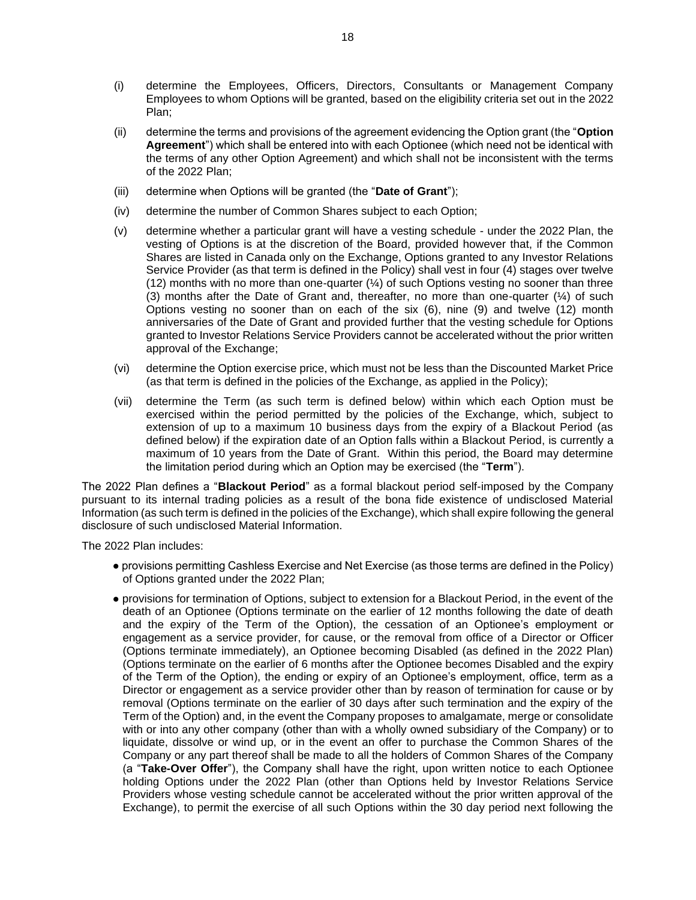(i) determine the Employees, Officers, Directors, Consultants or Management Company Employees to whom Options will be granted, based on the eligibility criteria set out in the 2022 Plan;

(ii) determine the terms and provisions of the agreement evidencing the Option grant (the "**Option Agreement**") which shall be entered into with each Optionee (which need not be identical with the terms of any other Option Agreement) and which shall not be inconsistent with the terms of the 2022 Plan;

(iii) determine when Options will be granted (the "**Date of Grant**");

(iv) determine the number of Common Shares subject to each Option;

(v) determine whether a particular grant will have a vesting schedule - under the 2022 Plan, the vesting of Options is at the discretion of the Board, provided however that, if the Common Shares are listed in Canada only on the Exchange, Options granted to any Investor Relations Service Provider (as that term is defined in the Policy) shall vest in four (4) stages over twelve (12) months with no more than one-quarter (¼) of such Options vesting no sooner than three (3) months after the Date of Grant and, thereafter, no more than one-quarter (¼) of such Options vesting no sooner than on each of the six (6), nine (9) and twelve (12) month anniversaries of the Date of Grant and provided further that the vesting schedule for Options granted to Investor Relations Service Providers cannot be accelerated without the prior written approval of the Exchange;

(vi) determine the Option exercise price, which must not be less than the Discounted Market Price (as that term is defined in the policies of the Exchange, as applied in the Policy);

(vii) determine the Term (as such term is defined below) within which each Option must be exercised within the period permitted by the policies of the Exchange, which, subject to extension of up to a maximum 10 business days from the expiry of a Blackout Period (as defined below) if the expiration date of an Option falls within a Blackout Period, is currently a maximum of 10 years from the Date of Grant. Within this period, the Board may determine the limitation period during which an Option may be exercised (the "**Term**").

The 2022 Plan defines a "**Blackout Period**" as a formal blackout period self-imposed by the Company pursuant to its internal trading policies as a result of the bona fide existence of undisclosed Material Information (as such term is defined in the policies of the Exchange), which shall expire following the general disclosure of such undisclosed Material Information.

The 2022 Plan includes:

- provisions permitting Cashless Exercise and Net Exercise (as those terms are defined in the Policy) of Options granted under the 2022 Plan;
- provisions for termination of Options, subject to extension for a Blackout Period, in the event of the death of an Optionee (Options terminate on the earlier of 12 months following the date of death and the expiry of the Term of the Option), the cessation of an Optionee's employment or engagement as a service provider, for cause, or the removal from office of a Director or Officer (Options terminate immediately), an Optionee becoming Disabled (as defined in the 2022 Plan) (Options terminate on the earlier of 6 months after the Optionee becomes Disabled and the expiry of the Term of the Option), the ending or expiry of an Optionee's employment, office, term as a Director or engagement as a service provider other than by reason of termination for cause or by removal (Options terminate on the earlier of 30 days after such termination and the expiry of the Term of the Option) and, in the event the Company proposes to amalgamate, merge or consolidate with or into any other company (other than with a wholly owned subsidiary of the Company) or to liquidate, dissolve or wind up, or in the event an offer to purchase the Common Shares of the Company or any part thereof shall be made to all the holders of Common Shares of the Company (a "**Take-Over Offer**"), the Company shall have the right, upon written notice to each Optionee holding Options under the 2022 Plan (other than Options held by Investor Relations Service Providers whose vesting schedule cannot be accelerated without the prior written approval of the Exchange), to permit the exercise of all such Options within the 30 day period next following the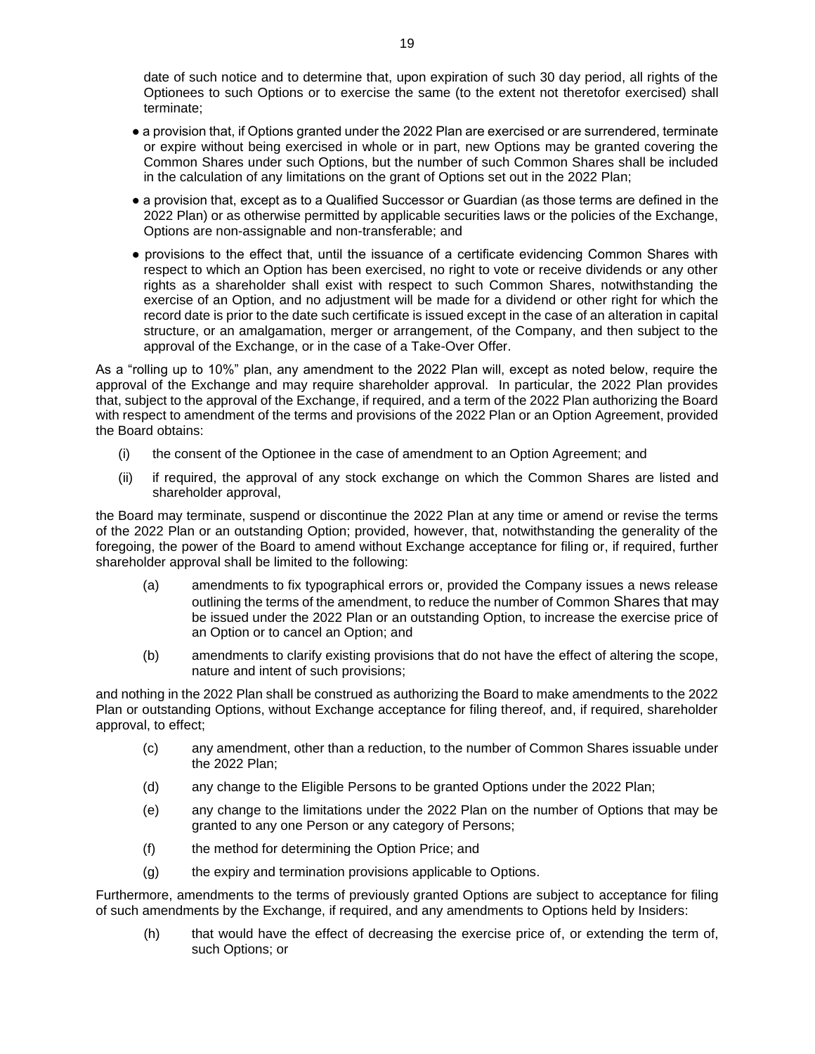date of such notice and to determine that, upon expiration of such 30 day period, all rights of the Optionees to such Options or to exercise the same (to the extent not theretofor exercised) shall terminate;

- a provision that, if Options granted under the 2022 Plan are exercised or are surrendered, terminate or expire without being exercised in whole or in part, new Options may be granted covering the Common Shares under such Options, but the number of such Common Shares shall be included in the calculation of any limitations on the grant of Options set out in the 2022 Plan;
- a provision that, except as to a Qualified Successor or Guardian (as those terms are defined in the 2022 Plan) or as otherwise permitted by applicable securities laws or the policies of the Exchange, Options are non-assignable and non-transferable; and
- provisions to the effect that, until the issuance of a certificate evidencing Common Shares with respect to which an Option has been exercised, no right to vote or receive dividends or any other rights as a shareholder shall exist with respect to such Common Shares, notwithstanding the exercise of an Option, and no adjustment will be made for a dividend or other right for which the record date is prior to the date such certificate is issued except in the case of an alteration in capital structure, or an amalgamation, merger or arrangement, of the Company, and then subject to the approval of the Exchange, or in the case of a Take-Over Offer.

As a "rolling up to 10%" plan, any amendment to the 2022 Plan will, except as noted below, require the approval of the Exchange and may require shareholder approval. In particular, the 2022 Plan provides that, subject to the approval of the Exchange, if required, and a term of the 2022 Plan authorizing the Board with respect to amendment of the terms and provisions of the 2022 Plan or an Option Agreement, provided the Board obtains:

(i) the consent of the Optionee in the case of amendment to an Option Agreement; and

(ii) if required, the approval of any stock exchange on which the Common Shares are listed and shareholder approval,

the Board may terminate, suspend or discontinue the 2022 Plan at any time or amend or revise the terms of the 2022 Plan or an outstanding Option; provided, however, that, notwithstanding the generality of the foregoing, the power of the Board to amend without Exchange acceptance for filing or, if required, further shareholder approval shall be limited to the following:

(a) amendments to fix typographical errors or, provided the Company issues a news release outlining the terms of the amendment, to reduce the number of Common Shares that may be issued under the 2022 Plan or an outstanding Option, to increase the exercise price of an Option or to cancel an Option; and

(b) amendments to clarify existing provisions that do not have the effect of altering the scope, nature and intent of such provisions;

and nothing in the 2022 Plan shall be construed as authorizing the Board to make amendments to the 2022 Plan or outstanding Options, without Exchange acceptance for filing thereof, and, if required, shareholder approval, to effect;

(c) any amendment, other than a reduction, to the number of Common Shares issuable under the 2022 Plan;

(d) any change to the Eligible Persons to be granted Options under the 2022 Plan;

(e) any change to the limitations under the 2022 Plan on the number of Options that may be granted to any one Person or any category of Persons;

(f) the method for determining the Option Price; and

(g) the expiry and termination provisions applicable to Options.

Furthermore, amendments to the terms of previously granted Options are subject to acceptance for filing of such amendments by the Exchange, if required, and any amendments to Options held by Insiders:

(h) that would have the effect of decreasing the exercise price of, or extending the term of, such Options; or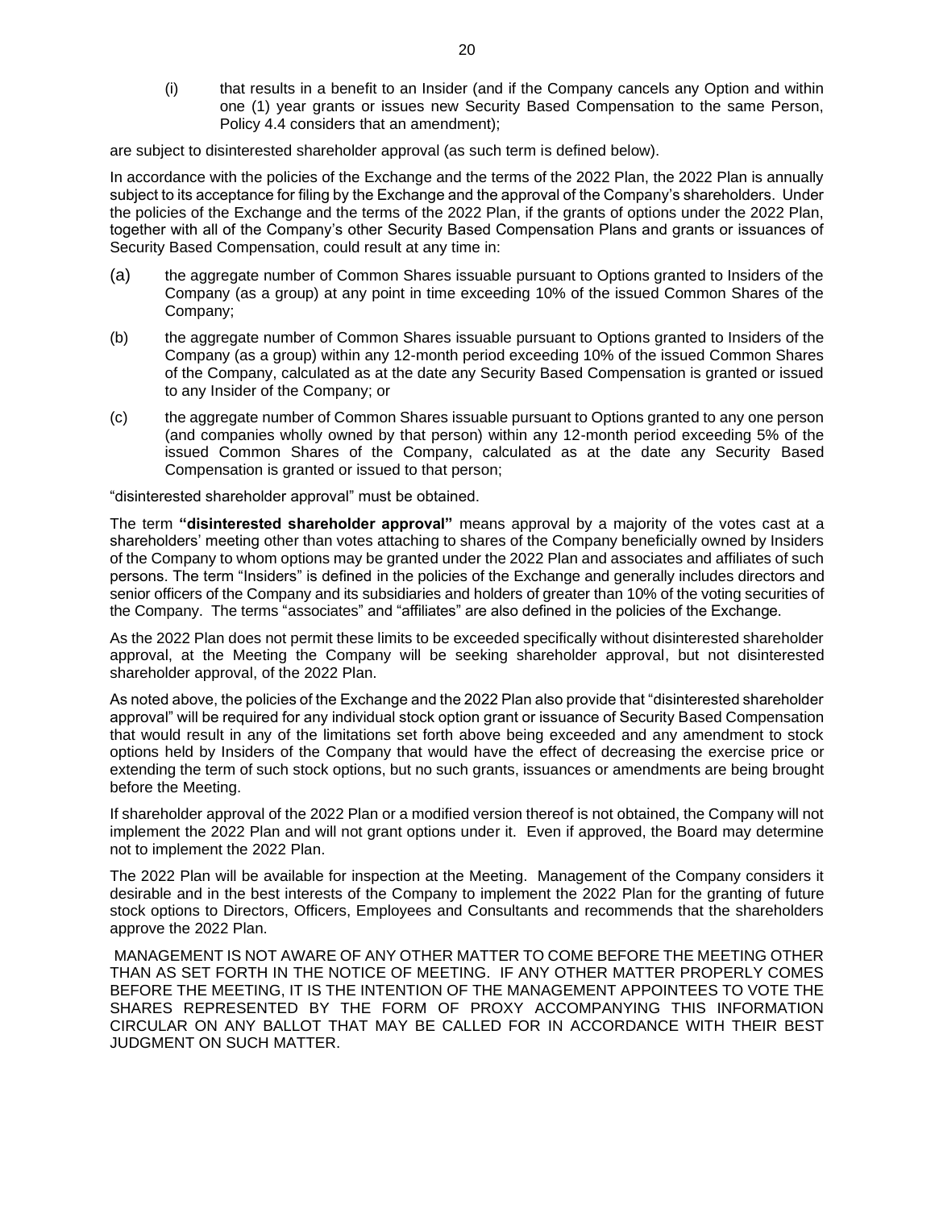(i) that results in a benefit to an Insider (and if the Company cancels any Option and within one (1) year grants or issues new Security Based Compensation to the same Person, Policy 4.4 considers that an amendment);

are subject to disinterested shareholder approval (as such term is defined below).

In accordance with the policies of the Exchange and the terms of the 2022 Plan, the 2022 Plan is annually subject to its acceptance for filing by the Exchange and the approval of the Company's shareholders. Under the policies of the Exchange and the terms of the 2022 Plan, if the grants of options under the 2022 Plan, together with all of the Company's other Security Based Compensation Plans and grants or issuances of Security Based Compensation, could result at any time in:

(a) the aggregate number of Common Shares issuable pursuant to Options granted to Insiders of the Company (as a group) at any point in time exceeding 10% of the issued Common Shares of the Company;

(b) the aggregate number of Common Shares issuable pursuant to Options granted to Insiders of the Company (as a group) within any 12-month period exceeding 10% of the issued Common Shares of the Company, calculated as at the date any Security Based Compensation is granted or issued to any Insider of the Company; or

(c) the aggregate number of Common Shares issuable pursuant to Options granted to any one person (and companies wholly owned by that person) within any 12-month period exceeding 5% of the issued Common Shares of the Company, calculated as at the date any Security Based Compensation is granted or issued to that person;

"disinterested shareholder approval" must be obtained.

The term **"disinterested shareholder approval"** means approval by a majority of the votes cast at a shareholders' meeting other than votes attaching to shares of the Company beneficially owned by Insiders of the Company to whom options may be granted under the 2022 Plan and associates and affiliates of such persons. The term "Insiders" is defined in the policies of the Exchange and generally includes directors and senior officers of the Company and its subsidiaries and holders of greater than 10% of the voting securities of the Company. The terms "associates" and "affiliates" are also defined in the policies of the Exchange.

As the 2022 Plan does not permit these limits to be exceeded specifically without disinterested shareholder approval, at the Meeting the Company will be seeking shareholder approval, but not disinterested shareholder approval, of the 2022 Plan.

As noted above, the policies of the Exchange and the 2022 Plan also provide that "disinterested shareholder approval" will be required for any individual stock option grant or issuance of Security Based Compensation that would result in any of the limitations set forth above being exceeded and any amendment to stock options held by Insiders of the Company that would have the effect of decreasing the exercise price or extending the term of such stock options, but no such grants, issuances or amendments are being brought before the Meeting.

If shareholder approval of the 2022 Plan or a modified version thereof is not obtained, the Company will not implement the 2022 Plan and will not grant options under it. Even if approved, the Board may determine not to implement the 2022 Plan.

The 2022 Plan will be available for inspection at the Meeting. Management of the Company considers it desirable and in the best interests of the Company to implement the 2022 Plan for the granting of future stock options to Directors, Officers, Employees and Consultants and recommends that the shareholders approve the 2022 Plan.

MANAGEMENT IS NOT AWARE OF ANY OTHER MATTER TO COME BEFORE THE MEETING OTHER THAN AS SET FORTH IN THE NOTICE OF MEETING. IF ANY OTHER MATTER PROPERLY COMES BEFORE THE MEETING, IT IS THE INTENTION OF THE MANAGEMENT APPOINTEES TO VOTE THE SHARES REPRESENTED BY THE FORM OF PROXY ACCOMPANYING THIS INFORMATION CIRCULAR ON ANY BALLOT THAT MAY BE CALLED FOR IN ACCORDANCE WITH THEIR BEST JUDGMENT ON SUCH MATTER.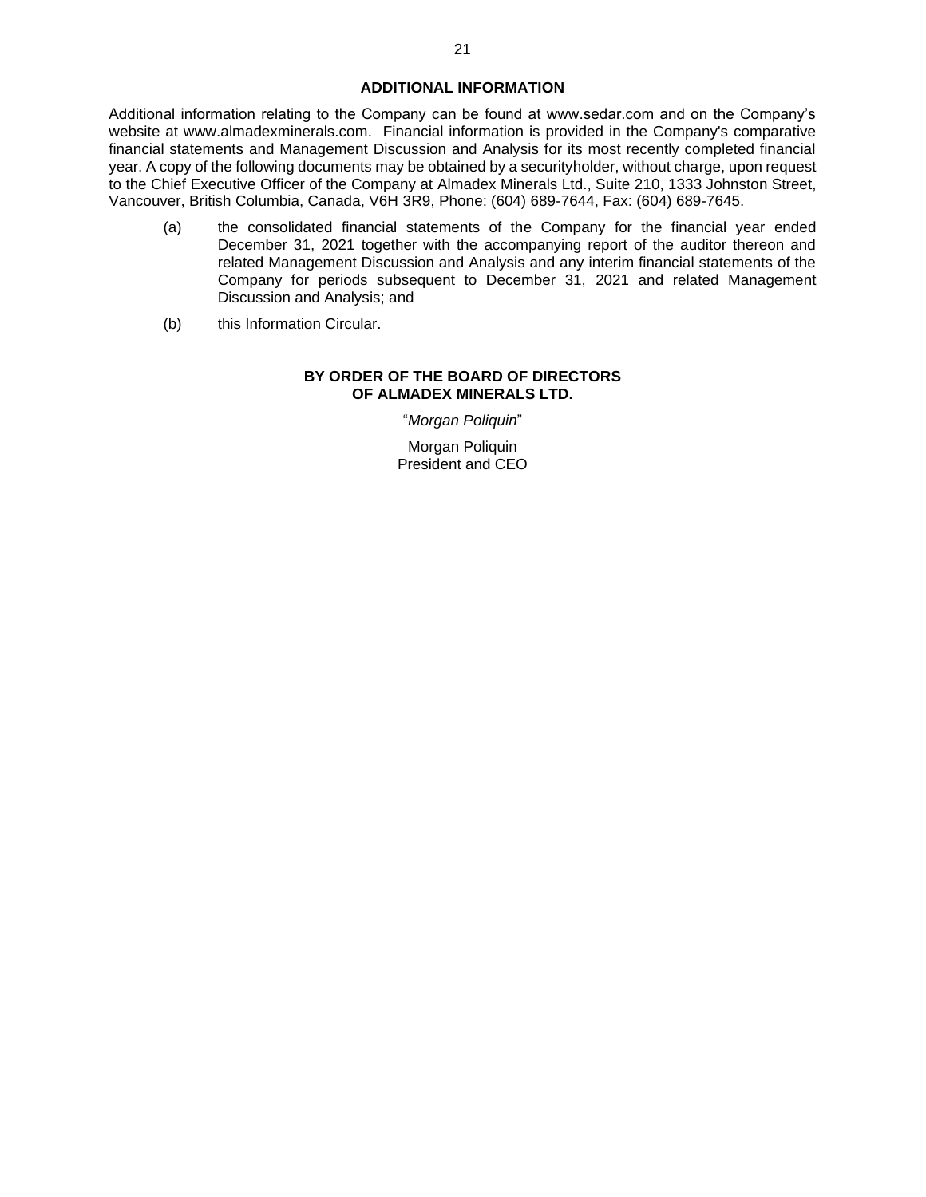## ADDITIONAL INFORMATION

Additional information relating to the Company can be found at www.sedar.com and on the Company's website at www.almadexminerals.com. Financial information is provided in the Company's comparative financial statements and Management Discussion and Analysis for its most recently completed financial year. A copy of the following documents may be obtained by a securityholder, without charge, upon request to the Chief Executive Officer of the Company at Almadex Minerals Ltd., Suite 210, 1333 Johnston Street, Vancouver, British Columbia, Canada, V6H 3R9, Phone: (604) 689-7644, Fax: (604) 689-7645.

(a) the consolidated financial statements of the Company for the financial year ended December 31, 2021 together with the accompanying report of the auditor thereon and related Management Discussion and Analysis and any interim financial statements of the Company for periods subsequent to December 31, 2021 and related Management Discussion and Analysis; and

(b) this Information Circular.

**BY ORDER OF THE BOARD OF DIRECTORS OF ALMADEX MINERALS LTD.**

"*Morgan Poliquin*"

Morgan Poliquin
President and CEO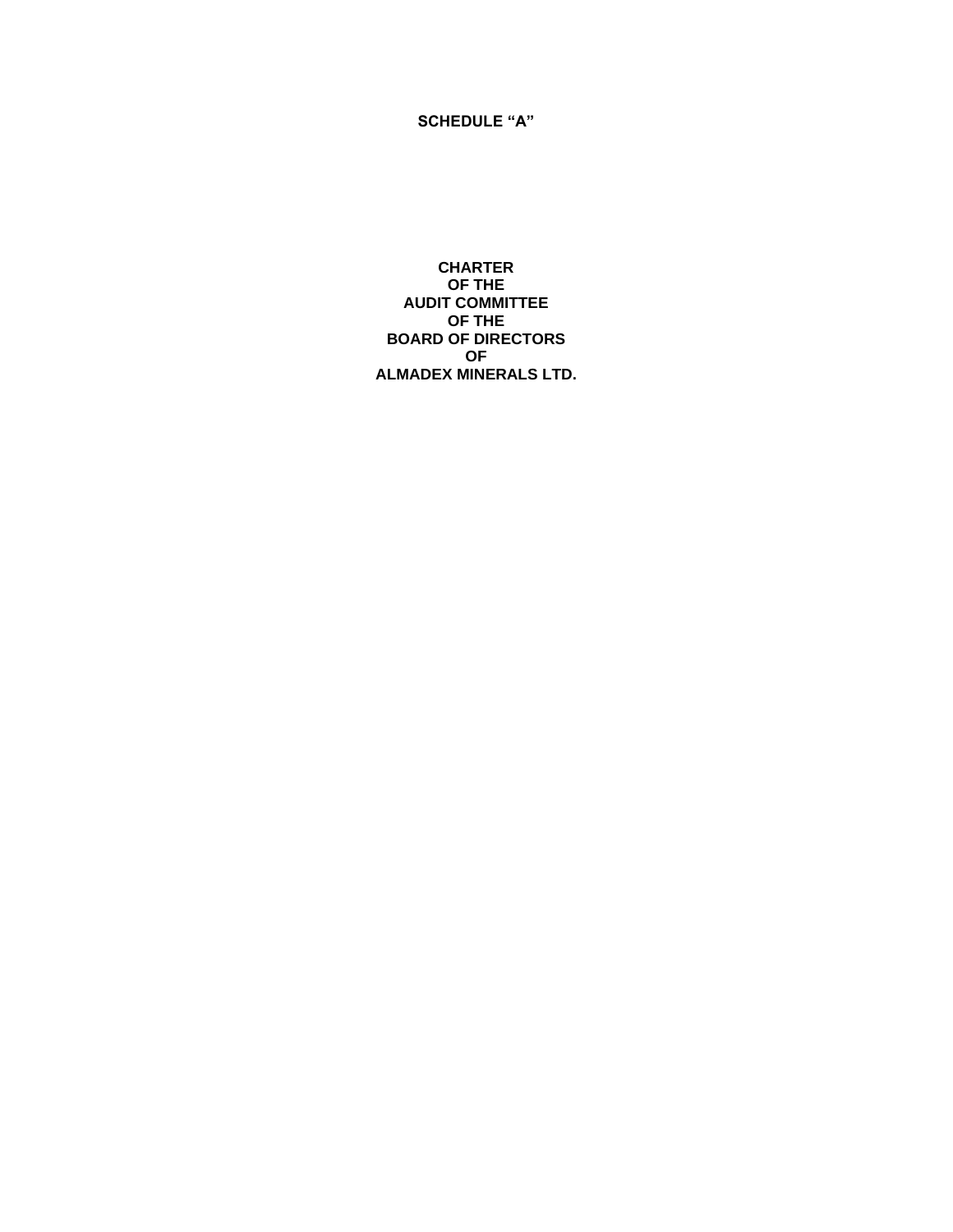**SCHEDULE “A”**

**CHARTER**
**OF THE**
**AUDIT COMMITTEE**
**OF THE**
**BOARD OF DIRECTORS**
**OF**
**ALMADEX MINERALS LTD.**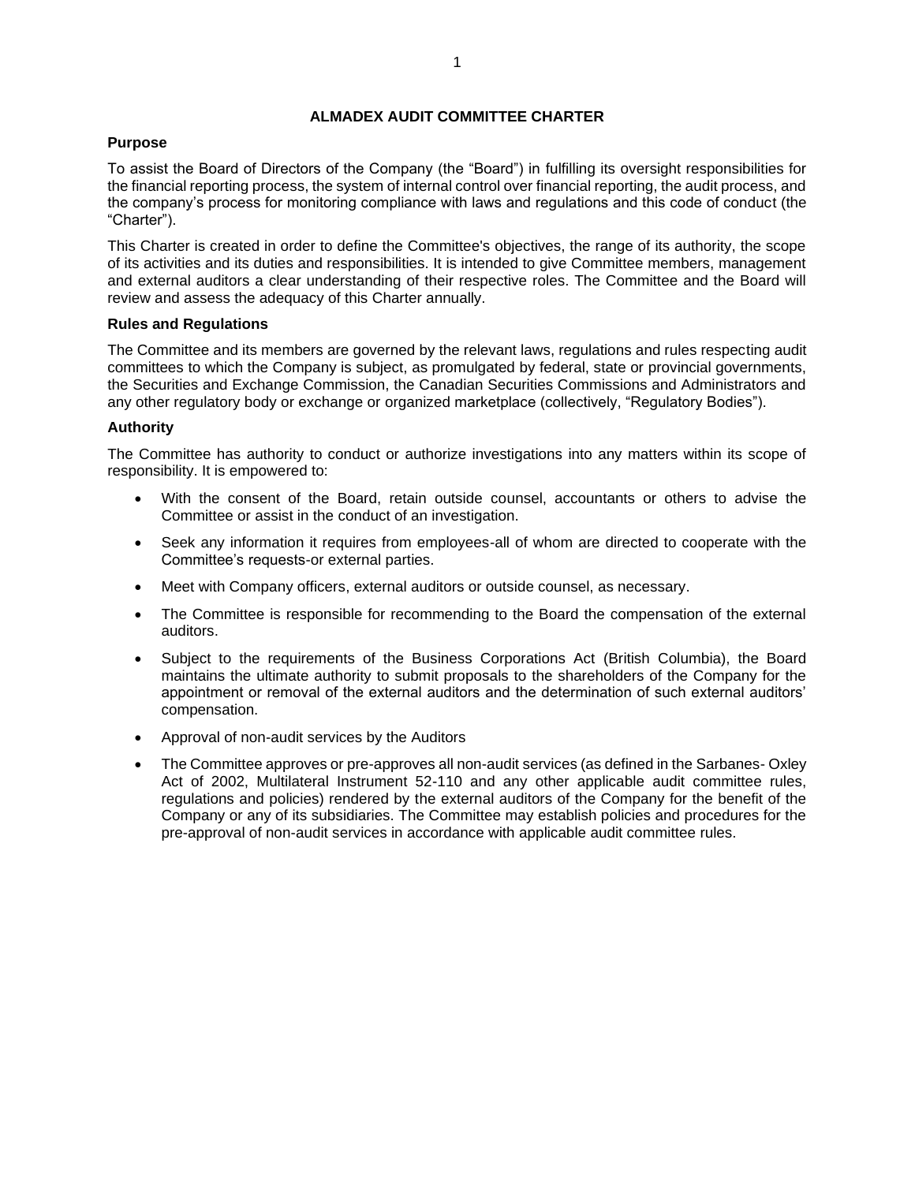# ALMADEX AUDIT COMMITTEE CHARTER

## Purpose

To assist the Board of Directors of the Company (the "Board") in fulfilling its oversight responsibilities for the financial reporting process, the system of internal control over financial reporting, the audit process, and the company's process for monitoring compliance with laws and regulations and this code of conduct (the "Charter").

This Charter is created in order to define the Committee's objectives, the range of its authority, the scope of its activities and its duties and responsibilities. It is intended to give Committee members, management and external auditors a clear understanding of their respective roles. The Committee and the Board will review and assess the adequacy of this Charter annually.

## Rules and Regulations

The Committee and its members are governed by the relevant laws, regulations and rules respecting audit committees to which the Company is subject, as promulgated by federal, state or provincial governments, the Securities and Exchange Commission, the Canadian Securities Commissions and Administrators and any other regulatory body or exchange or organized marketplace (collectively, "Regulatory Bodies").

## Authority

The Committee has authority to conduct or authorize investigations into any matters within its scope of responsibility. It is empowered to:

- With the consent of the Board, retain outside counsel, accountants or others to advise the Committee or assist in the conduct of an investigation.
- Seek any information it requires from employees-all of whom are directed to cooperate with the Committee's requests-or external parties.
- Meet with Company officers, external auditors or outside counsel, as necessary.
- The Committee is responsible for recommending to the Board the compensation of the external auditors.
- Subject to the requirements of the Business Corporations Act (British Columbia), the Board maintains the ultimate authority to submit proposals to the shareholders of the Company for the appointment or removal of the external auditors and the determination of such external auditors' compensation.
- Approval of non-audit services by the Auditors
- The Committee approves or pre-approves all non-audit services (as defined in the Sarbanes- Oxley Act of 2002, Multilateral Instrument 52-110 and any other applicable audit committee rules, regulations and policies) rendered by the external auditors of the Company for the benefit of the Company or any of its subsidiaries. The Committee may establish policies and procedures for the pre-approval of non-audit services in accordance with applicable audit committee rules.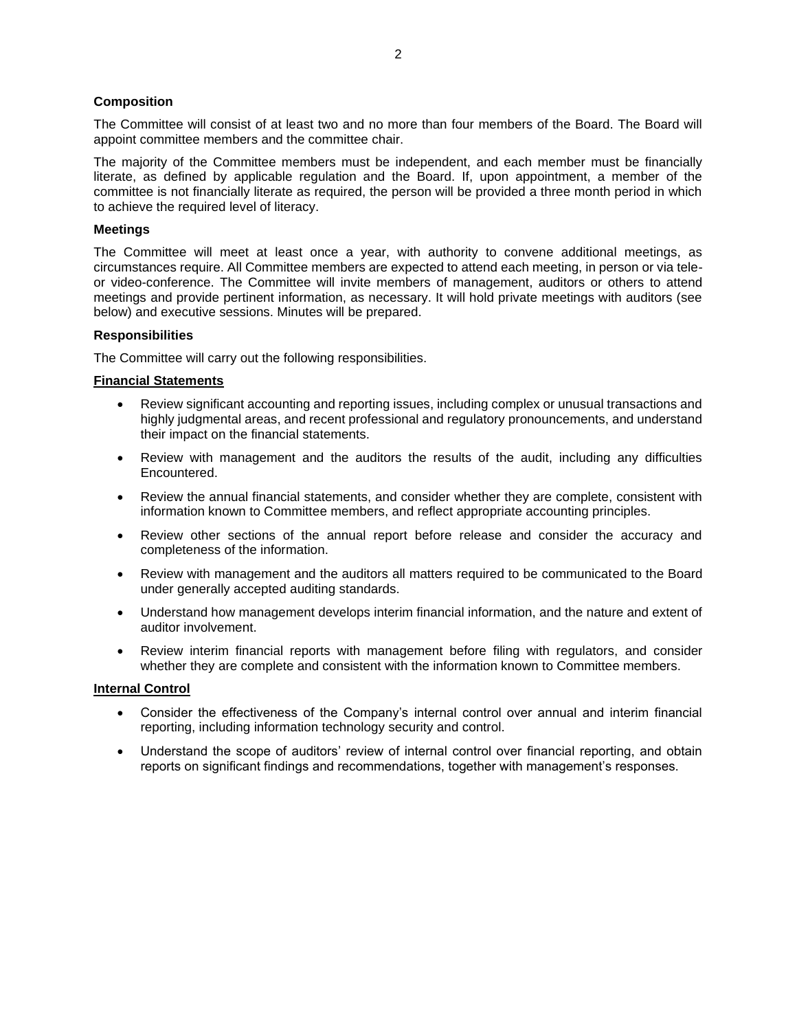### Composition

The Committee will consist of at least two and no more than four members of the Board. The Board will appoint committee members and the committee chair.

The majority of the Committee members must be independent, and each member must be financially literate, as defined by applicable regulation and the Board. If, upon appointment, a member of the committee is not financially literate as required, the person will be provided a three month period in which to achieve the required level of literacy.

### Meetings

The Committee will meet at least once a year, with authority to convene additional meetings, as circumstances require. All Committee members are expected to attend each meeting, in person or via tele- or video-conference. The Committee will invite members of management, auditors or others to attend meetings and provide pertinent information, as necessary. It will hold private meetings with auditors (see below) and executive sessions. Minutes will be prepared.

### Responsibilities

The Committee will carry out the following responsibilities.

**Financial Statements**

- Review significant accounting and reporting issues, including complex or unusual transactions and highly judgmental areas, and recent professional and regulatory pronouncements, and understand their impact on the financial statements.
- Review with management and the auditors the results of the audit, including any difficulties Encountered.
- Review the annual financial statements, and consider whether they are complete, consistent with information known to Committee members, and reflect appropriate accounting principles.
- Review other sections of the annual report before release and consider the accuracy and completeness of the information.
- Review with management and the auditors all matters required to be communicated to the Board under generally accepted auditing standards.
- Understand how management develops interim financial information, and the nature and extent of auditor involvement.
- Review interim financial reports with management before filing with regulators, and consider whether they are complete and consistent with the information known to Committee members.

**Internal Control**

- Consider the effectiveness of the Company's internal control over annual and interim financial reporting, including information technology security and control.
- Understand the scope of auditors' review of internal control over financial reporting, and obtain reports on significant findings and recommendations, together with management's responses.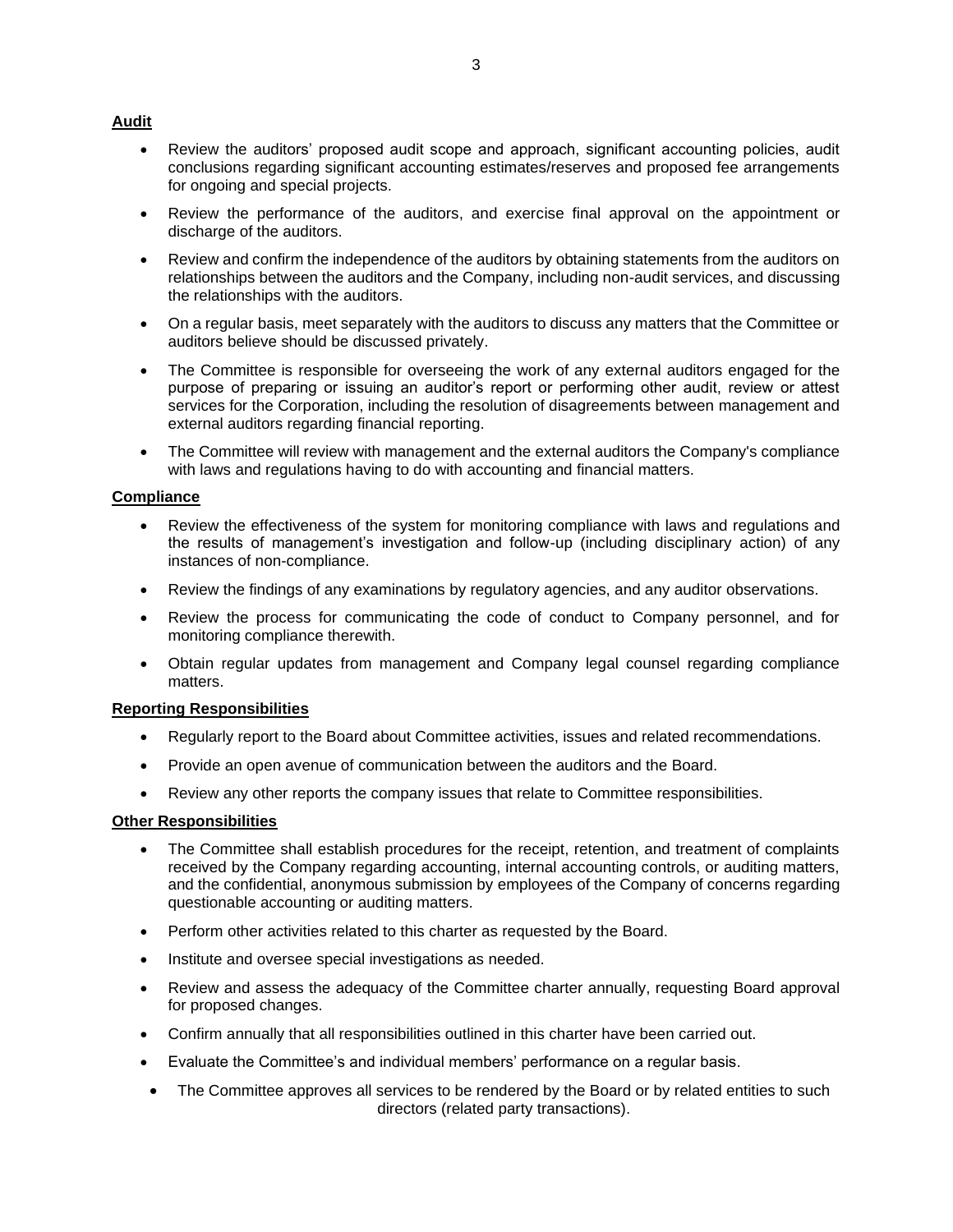**Audit**

- Review the auditors' proposed audit scope and approach, significant accounting policies, audit conclusions regarding significant accounting estimates/reserves and proposed fee arrangements for ongoing and special projects.
- Review the performance of the auditors, and exercise final approval on the appointment or discharge of the auditors.
- Review and confirm the independence of the auditors by obtaining statements from the auditors on relationships between the auditors and the Company, including non-audit services, and discussing the relationships with the auditors.
- On a regular basis, meet separately with the auditors to discuss any matters that the Committee or auditors believe should be discussed privately.
- The Committee is responsible for overseeing the work of any external auditors engaged for the purpose of preparing or issuing an auditor's report or performing other audit, review or attest services for the Corporation, including the resolution of disagreements between management and external auditors regarding financial reporting.
- The Committee will review with management and the external auditors the Company's compliance with laws and regulations having to do with accounting and financial matters.

**Compliance**

- Review the effectiveness of the system for monitoring compliance with laws and regulations and the results of management's investigation and follow-up (including disciplinary action) of any instances of non-compliance.
- Review the findings of any examinations by regulatory agencies, and any auditor observations.
- Review the process for communicating the code of conduct to Company personnel, and for monitoring compliance therewith.
- Obtain regular updates from management and Company legal counsel regarding compliance matters.

**Reporting Responsibilities**

- Regularly report to the Board about Committee activities, issues and related recommendations.
- Provide an open avenue of communication between the auditors and the Board.
- Review any other reports the company issues that relate to Committee responsibilities.

**Other Responsibilities**

- The Committee shall establish procedures for the receipt, retention, and treatment of complaints received by the Company regarding accounting, internal accounting controls, or auditing matters, and the confidential, anonymous submission by employees of the Company of concerns regarding questionable accounting or auditing matters.
- Perform other activities related to this charter as requested by the Board.
- Institute and oversee special investigations as needed.
- Review and assess the adequacy of the Committee charter annually, requesting Board approval for proposed changes.
- Confirm annually that all responsibilities outlined in this charter have been carried out.
- Evaluate the Committee's and individual members' performance on a regular basis.
- The Committee approves all services to be rendered by the Board or by related entities to such directors (related party transactions).